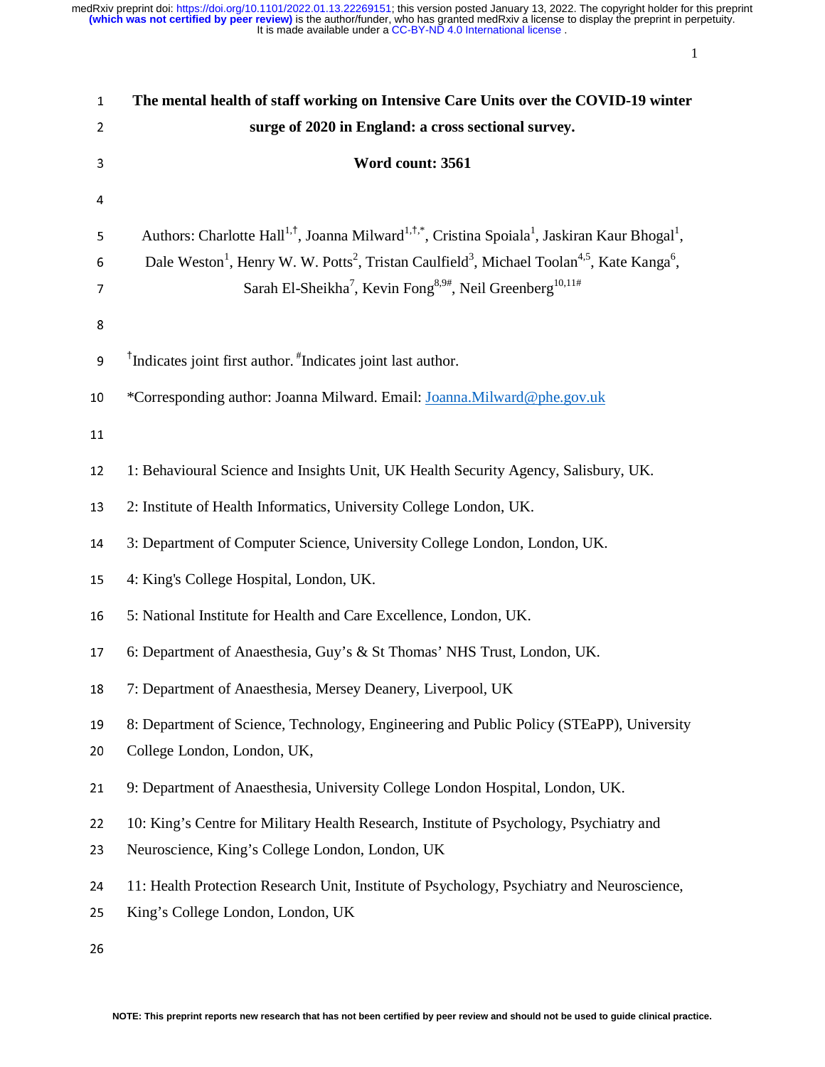# The mental health of staff working on Intensive Care Units over the COVID-19 winter surge of 2020 in England: a cross sectional survey.

**Word count: 3561**

Authors: Charlotte Hall[1,†], Joanna Milward[1,†,*], Cristina Spoiala[1], Jaskiran Kaur Bhogal[1], Dale Weston[1], Henry W. W. Potts[2], Tristan Caulfield[3], Michael Toolan[4,5], Kate Kanga[6], Sarah El-Sheikha[7], Kevin Fong[8,9#], Neil Greenberg[10,11#]

[†]Indicates joint first author. [#]Indicates joint last author.

*Corresponding author: Joanna Milward. Email: Joanna.Milward@phe.gov.uk

1: Behavioural Science and Insights Unit, UK Health Security Agency, Salisbury, UK.

2: Institute of Health Informatics, University College London, UK.

3: Department of Computer Science, University College London, London, UK.

4: King's College Hospital, London, UK.

5: National Institute for Health and Care Excellence, London, UK.

6: Department of Anaesthesia, Guy's & St Thomas' NHS Trust, London, UK.

7: Department of Anaesthesia, Mersey Deanery, Liverpool, UK

8: Department of Science, Technology, Engineering and Public Policy (STEaPP), University College London, London, UK,

9: Department of Anaesthesia, University College London Hospital, London, UK.

10: King's Centre for Military Health Research, Institute of Psychology, Psychiatry and Neuroscience, King's College London, London, UK

11: Health Protection Research Unit, Institute of Psychology, Psychiatry and Neuroscience, King's College London, London, UK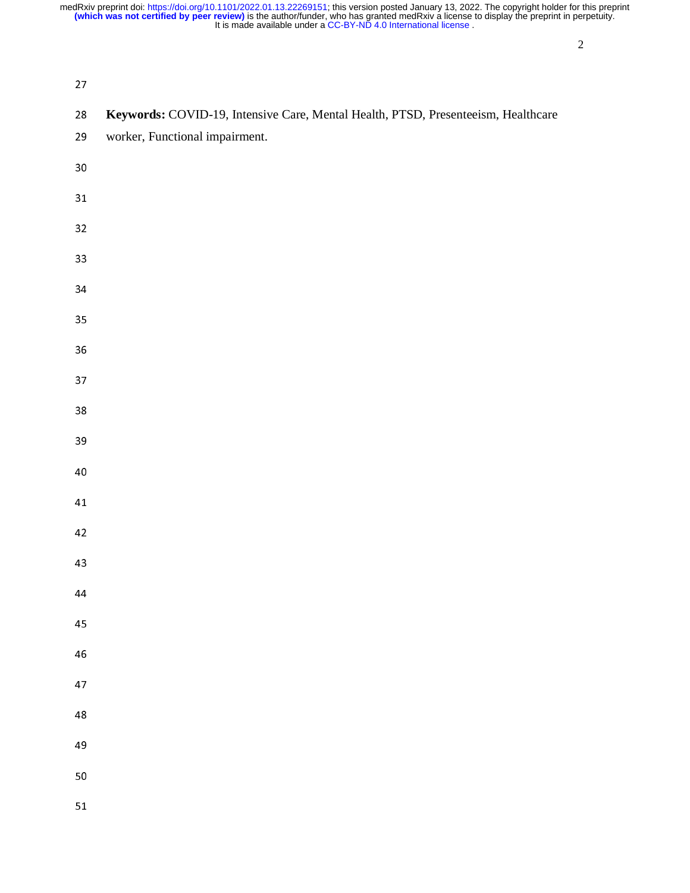**Keywords:** COVID-19, Intensive Care, Mental Health, PTSD, Presenteeism, Healthcare worker, Functional impairment.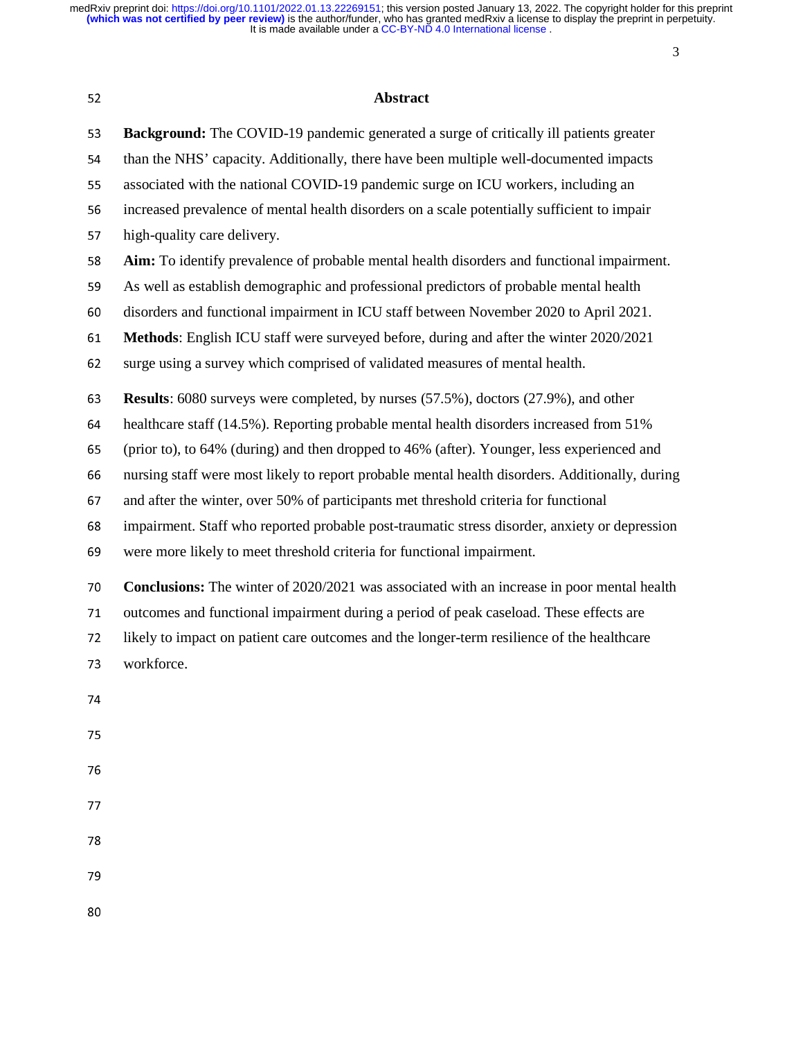## Abstract

**Background:** The COVID-19 pandemic generated a surge of critically ill patients greater than the NHS' capacity. Additionally, there have been multiple well-documented impacts associated with the national COVID-19 pandemic surge on ICU workers, including an increased prevalence of mental health disorders on a scale potentially sufficient to impair high-quality care delivery.

**Aim:** To identify prevalence of probable mental health disorders and functional impairment. As well as establish demographic and professional predictors of probable mental health disorders and functional impairment in ICU staff between November 2020 to April 2021.

**Methods**: English ICU staff were surveyed before, during and after the winter 2020/2021 surge using a survey which comprised of validated measures of mental health.

**Results**: 6080 surveys were completed, by nurses (57.5%), doctors (27.9%), and other healthcare staff (14.5%). Reporting probable mental health disorders increased from 51% (prior to), to 64% (during) and then dropped to 46% (after). Younger, less experienced and nursing staff were most likely to report probable mental health disorders. Additionally, during and after the winter, over 50% of participants met threshold criteria for functional impairment. Staff who reported probable post-traumatic stress disorder, anxiety or depression were more likely to meet threshold criteria for functional impairment.

**Conclusions:** The winter of 2020/2021 was associated with an increase in poor mental health outcomes and functional impairment during a period of peak caseload. These effects are likely to impact on patient care outcomes and the longer-term resilience of the healthcare workforce.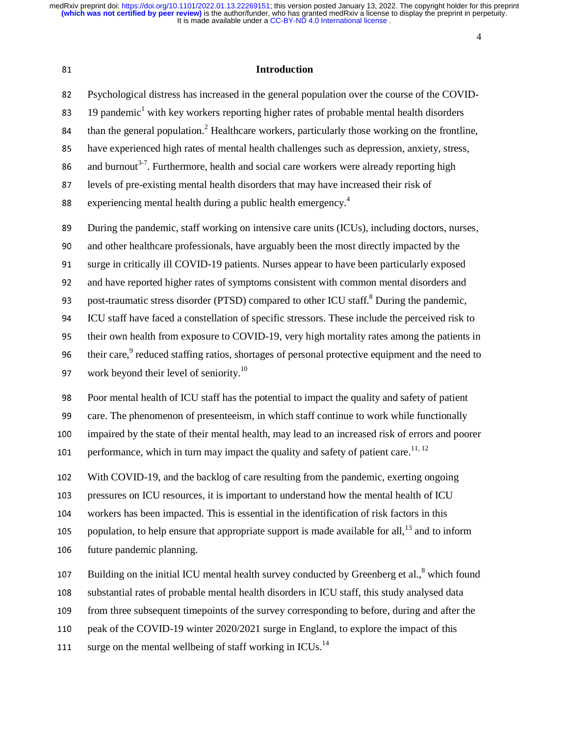## Introduction

Psychological distress has increased in the general population over the course of the COVID-19 pandemic[1] with key workers reporting higher rates of probable mental health disorders than the general population.[2] Healthcare workers, particularly those working on the frontline, have experienced high rates of mental health challenges such as depression, anxiety, stress, and burnout[3-7]. Furthermore, health and social care workers were already reporting high levels of pre-existing mental health disorders that may have increased their risk of experiencing mental health during a public health emergency.[4]

During the pandemic, staff working on intensive care units (ICUs), including doctors, nurses, and other healthcare professionals, have arguably been the most directly impacted by the surge in critically ill COVID-19 patients. Nurses appear to have been particularly exposed and have reported higher rates of symptoms consistent with common mental disorders and post-traumatic stress disorder (PTSD) compared to other ICU staff.[8] During the pandemic, ICU staff have faced a constellation of specific stressors. These include the perceived risk to their own health from exposure to COVID-19, very high mortality rates among the patients in their care,[9] reduced staffing ratios, shortages of personal protective equipment and the need to work beyond their level of seniority.[10]

Poor mental health of ICU staff has the potential to impact the quality and safety of patient care. The phenomenon of presenteeism, in which staff continue to work while functionally impaired by the state of their mental health, may lead to an increased risk of errors and poorer performance, which in turn may impact the quality and safety of patient care.[11, 12]

With COVID-19, and the backlog of care resulting from the pandemic, exerting ongoing pressures on ICU resources, it is important to understand how the mental health of ICU workers has been impacted. This is essential in the identification of risk factors in this population, to help ensure that appropriate support is made available for all,[13] and to inform future pandemic planning.

Building on the initial ICU mental health survey conducted by Greenberg et al.,[8] which found substantial rates of probable mental health disorders in ICU staff, this study analysed data from three subsequent timepoints of the survey corresponding to before, during and after the peak of the COVID-19 winter 2020/2021 surge in England, to explore the impact of this surge on the mental wellbeing of staff working in ICUs.[14]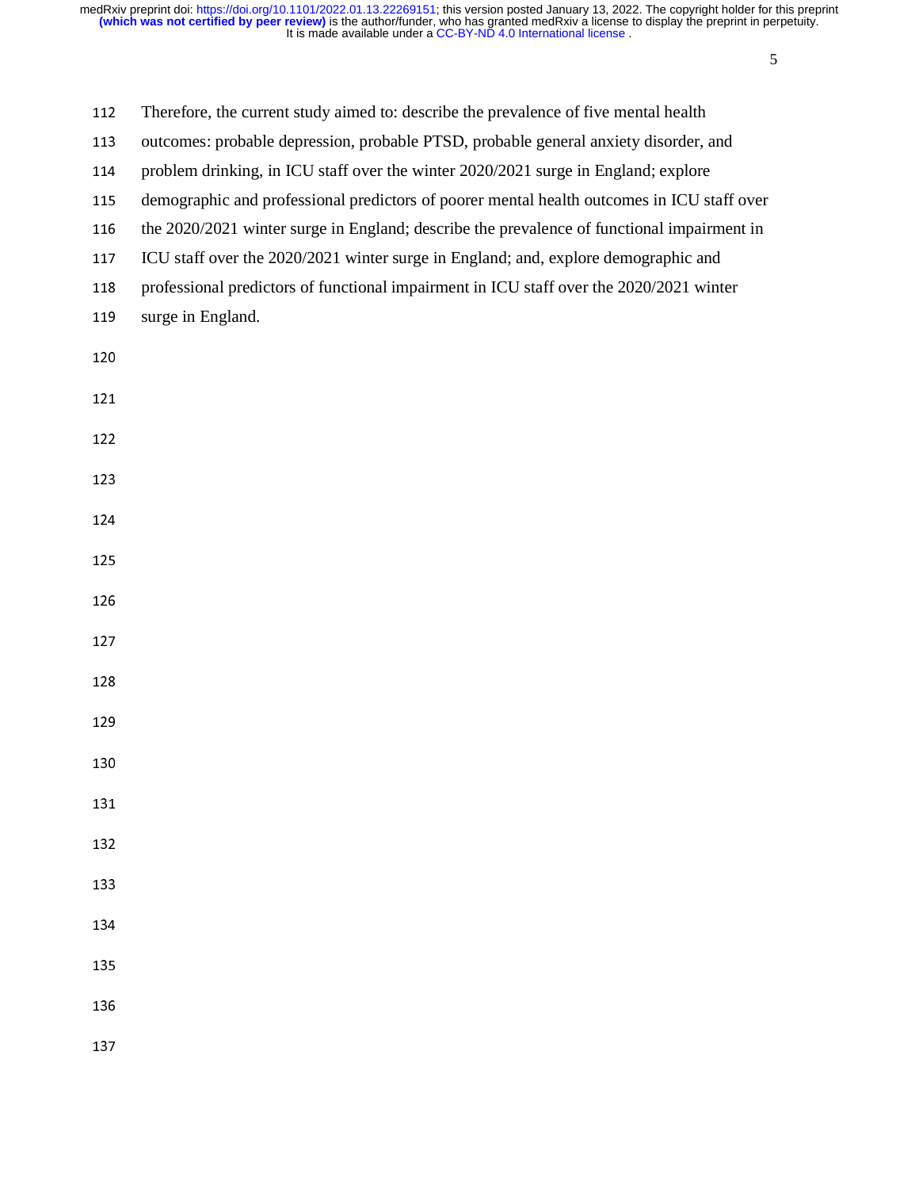Therefore, the current study aimed to: describe the prevalence of five mental health outcomes: probable depression, probable PTSD, probable general anxiety disorder, and problem drinking, in ICU staff over the winter 2020/2021 surge in England; explore demographic and professional predictors of poorer mental health outcomes in ICU staff over the 2020/2021 winter surge in England; describe the prevalence of functional impairment in ICU staff over the 2020/2021 winter surge in England; and, explore demographic and professional predictors of functional impairment in ICU staff over the 2020/2021 winter surge in England.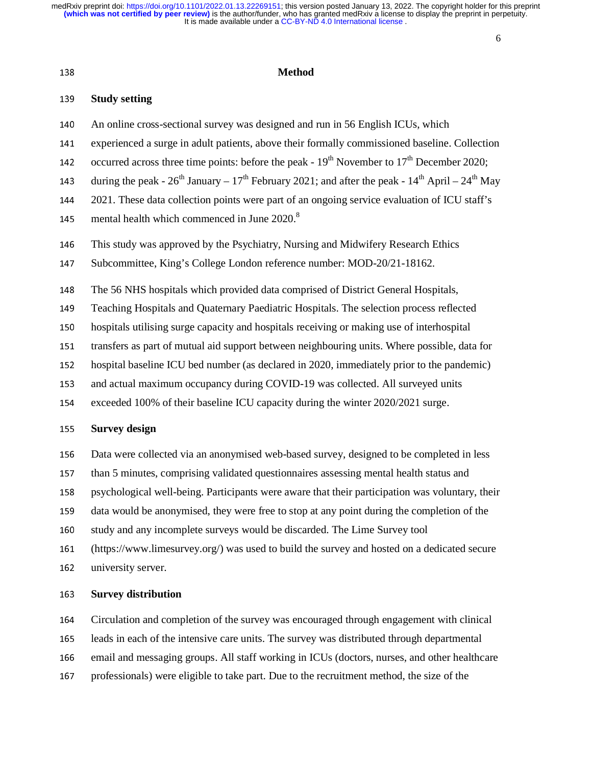## Method

### Study setting

An online cross-sectional survey was designed and run in 56 English ICUs, which experienced a surge in adult patients, above their formally commissioned baseline. Collection occurred across three time points: before the peak - 19th November to 17th December 2020; during the peak - 26th January – 17th February 2021; and after the peak - 14th April – 24th May 2021. These data collection points were part of an ongoing service evaluation of ICU staff's mental health which commenced in June 2020.[8]

This study was approved by the Psychiatry, Nursing and Midwifery Research Ethics Subcommittee, King's College London reference number: MOD-20/21-18162.

The 56 NHS hospitals which provided data comprised of District General Hospitals, Teaching Hospitals and Quaternary Paediatric Hospitals. The selection process reflected hospitals utilising surge capacity and hospitals receiving or making use of interhospital transfers as part of mutual aid support between neighbouring units. Where possible, data for hospital baseline ICU bed number (as declared in 2020, immediately prior to the pandemic) and actual maximum occupancy during COVID-19 was collected. All surveyed units exceeded 100% of their baseline ICU capacity during the winter 2020/2021 surge.

### Survey design

Data were collected via an anonymised web-based survey, designed to be completed in less than 5 minutes, comprising validated questionnaires assessing mental health status and psychological well-being. Participants were aware that their participation was voluntary, their data would be anonymised, they were free to stop at any point during the completion of the study and any incomplete surveys would be discarded. The Lime Survey tool (https://www.limesurvey.org/) was used to build the survey and hosted on a dedicated secure university server.

### Survey distribution

Circulation and completion of the survey was encouraged through engagement with clinical leads in each of the intensive care units. The survey was distributed through departmental email and messaging groups. All staff working in ICUs (doctors, nurses, and other healthcare professionals) were eligible to take part. Due to the recruitment method, the size of the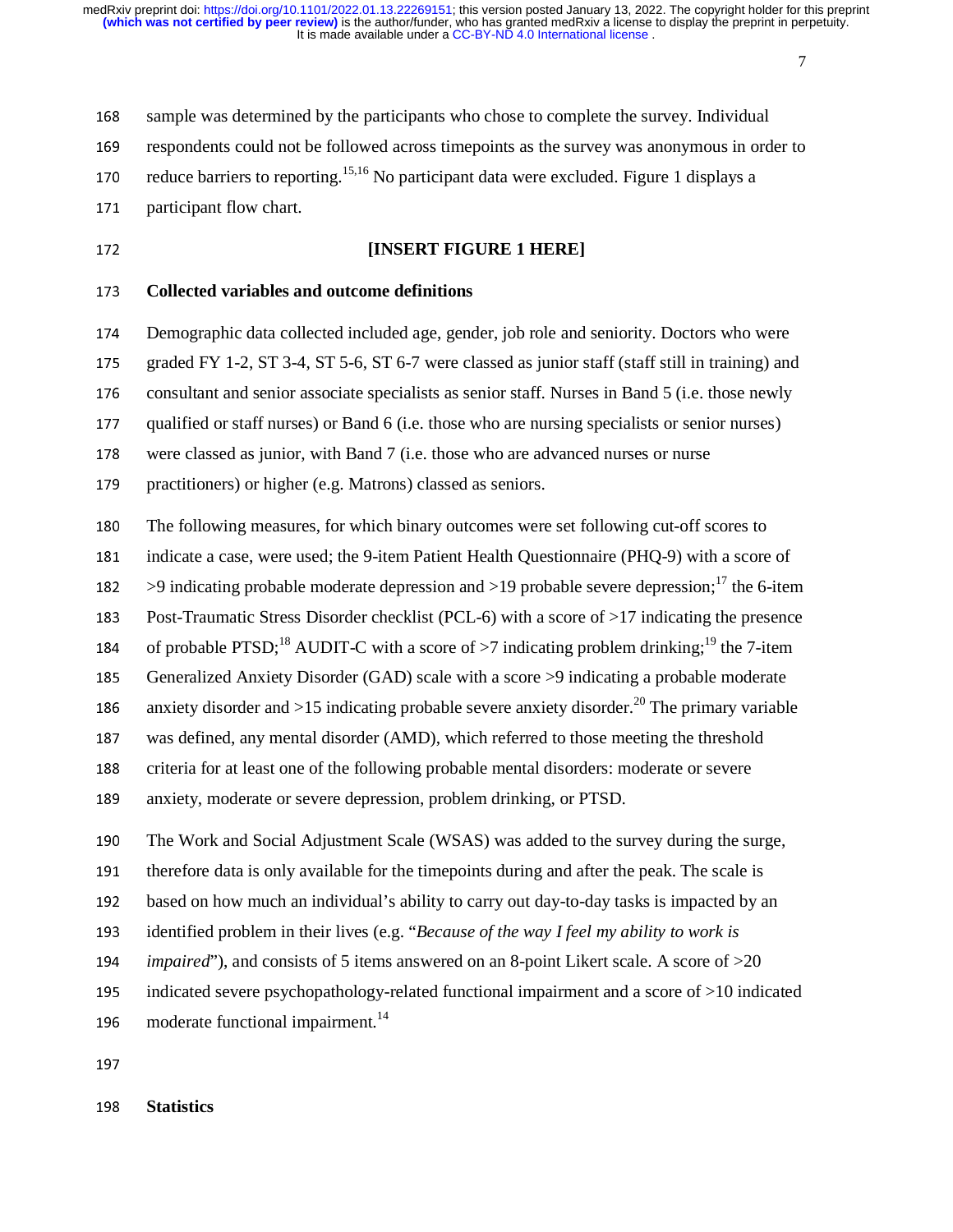sample was determined by the participants who chose to complete the survey. Individual respondents could not be followed across timepoints as the survey was anonymous in order to reduce barriers to reporting.[15,16] No participant data were excluded. Figure 1 displays a participant flow chart.

**[INSERT FIGURE 1 HERE]**

## Collected variables and outcome definitions

Demographic data collected included age, gender, job role and seniority. Doctors who were graded FY 1-2, ST 3-4, ST 5-6, ST 6-7 were classed as junior staff (staff still in training) and consultant and senior associate specialists as senior staff. Nurses in Band 5 (i.e. those newly qualified or staff nurses) or Band 6 (i.e. those who are nursing specialists or senior nurses) were classed as junior, with Band 7 (i.e. those who are advanced nurses or nurse practitioners) or higher (e.g. Matrons) classed as seniors.

The following measures, for which binary outcomes were set following cut-off scores to indicate a case, were used; the 9-item Patient Health Questionnaire (PHQ-9) with a score of >9 indicating probable moderate depression and >19 probable severe depression;[17] the 6-item Post-Traumatic Stress Disorder checklist (PCL-6) with a score of >17 indicating the presence of probable PTSD;[18] AUDIT-C with a score of >7 indicating problem drinking;[19] the 7-item Generalized Anxiety Disorder (GAD) scale with a score >9 indicating a probable moderate anxiety disorder and >15 indicating probable severe anxiety disorder.[20] The primary variable was defined, any mental disorder (AMD), which referred to those meeting the threshold criteria for at least one of the following probable mental disorders: moderate or severe anxiety, moderate or severe depression, problem drinking, or PTSD.

The Work and Social Adjustment Scale (WSAS) was added to the survey during the surge, therefore data is only available for the timepoints during and after the peak. The scale is based on how much an individual's ability to carry out day-to-day tasks is impacted by an identified problem in their lives (e.g. "*Because of the way I feel my ability to work is impaired*"), and consists of 5 items answered on an 8-point Likert scale. A score of >20 indicated severe psychopathology-related functional impairment and a score of >10 indicated moderate functional impairment.[14]

## Statistics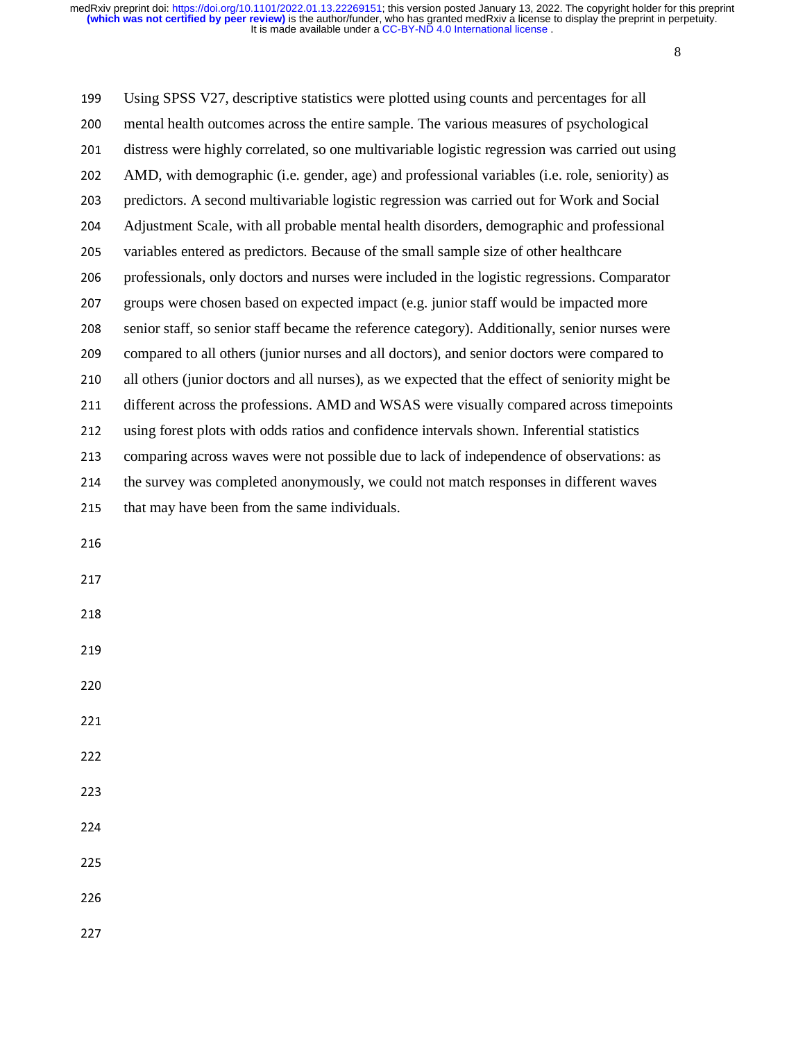Using SPSS V27, descriptive statistics were plotted using counts and percentages for all mental health outcomes across the entire sample. The various measures of psychological distress were highly correlated, so one multivariable logistic regression was carried out using AMD, with demographic (i.e. gender, age) and professional variables (i.e. role, seniority) as predictors. A second multivariable logistic regression was carried out for Work and Social Adjustment Scale, with all probable mental health disorders, demographic and professional variables entered as predictors. Because of the small sample size of other healthcare professionals, only doctors and nurses were included in the logistic regressions. Comparator groups were chosen based on expected impact (e.g. junior staff would be impacted more senior staff, so senior staff became the reference category). Additionally, senior nurses were compared to all others (junior nurses and all doctors), and senior doctors were compared to all others (junior doctors and all nurses), as we expected that the effect of seniority might be different across the professions. AMD and WSAS were visually compared across timepoints using forest plots with odds ratios and confidence intervals shown. Inferential statistics comparing across waves were not possible due to lack of independence of observations: as the survey was completed anonymously, we could not match responses in different waves that may have been from the same individuals.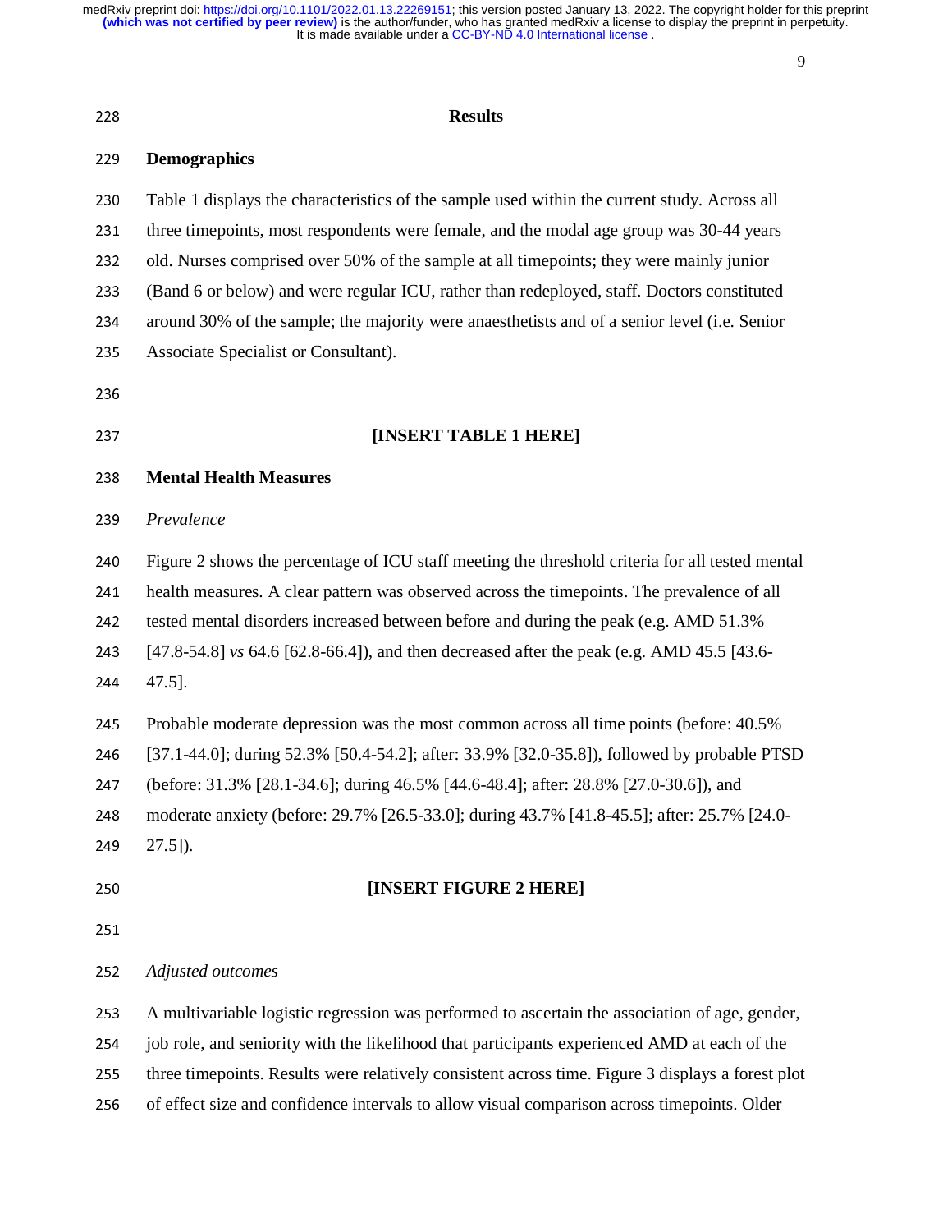# Results

## Demographics

Table 1 displays the characteristics of the sample used within the current study. Across all three timepoints, most respondents were female, and the modal age group was 30-44 years old. Nurses comprised over 50% of the sample at all timepoints; they were mainly junior (Band 6 or below) and were regular ICU, rather than redeployed, staff. Doctors constituted around 30% of the sample; the majority were anaesthetists and of a senior level (i.e. Senior Associate Specialist or Consultant).

**[INSERT TABLE 1 HERE]**

## Mental Health Measures

### *Prevalence*

Figure 2 shows the percentage of ICU staff meeting the threshold criteria for all tested mental health measures. A clear pattern was observed across the timepoints. The prevalence of all tested mental disorders increased between before and during the peak (e.g. AMD 51.3% [47.8-54.8] *vs* 64.6 [62.8-66.4]), and then decreased after the peak (e.g. AMD 45.5 [43.6-47.5].

Probable moderate depression was the most common across all time points (before: 40.5% [37.1-44.0]; during 52.3% [50.4-54.2]; after: 33.9% [32.0-35.8]), followed by probable PTSD (before: 31.3% [28.1-34.6]; during 46.5% [44.6-48.4]; after: 28.8% [27.0-30.6]), and moderate anxiety (before: 29.7% [26.5-33.0]; during 43.7% [41.8-45.5]; after: 25.7% [24.0-27.5]).

**[INSERT FIGURE 2 HERE]**

### *Adjusted outcomes*

A multivariable logistic regression was performed to ascertain the association of age, gender, job role, and seniority with the likelihood that participants experienced AMD at each of the three timepoints. Results were relatively consistent across time. Figure 3 displays a forest plot of effect size and confidence intervals to allow visual comparison across timepoints. Older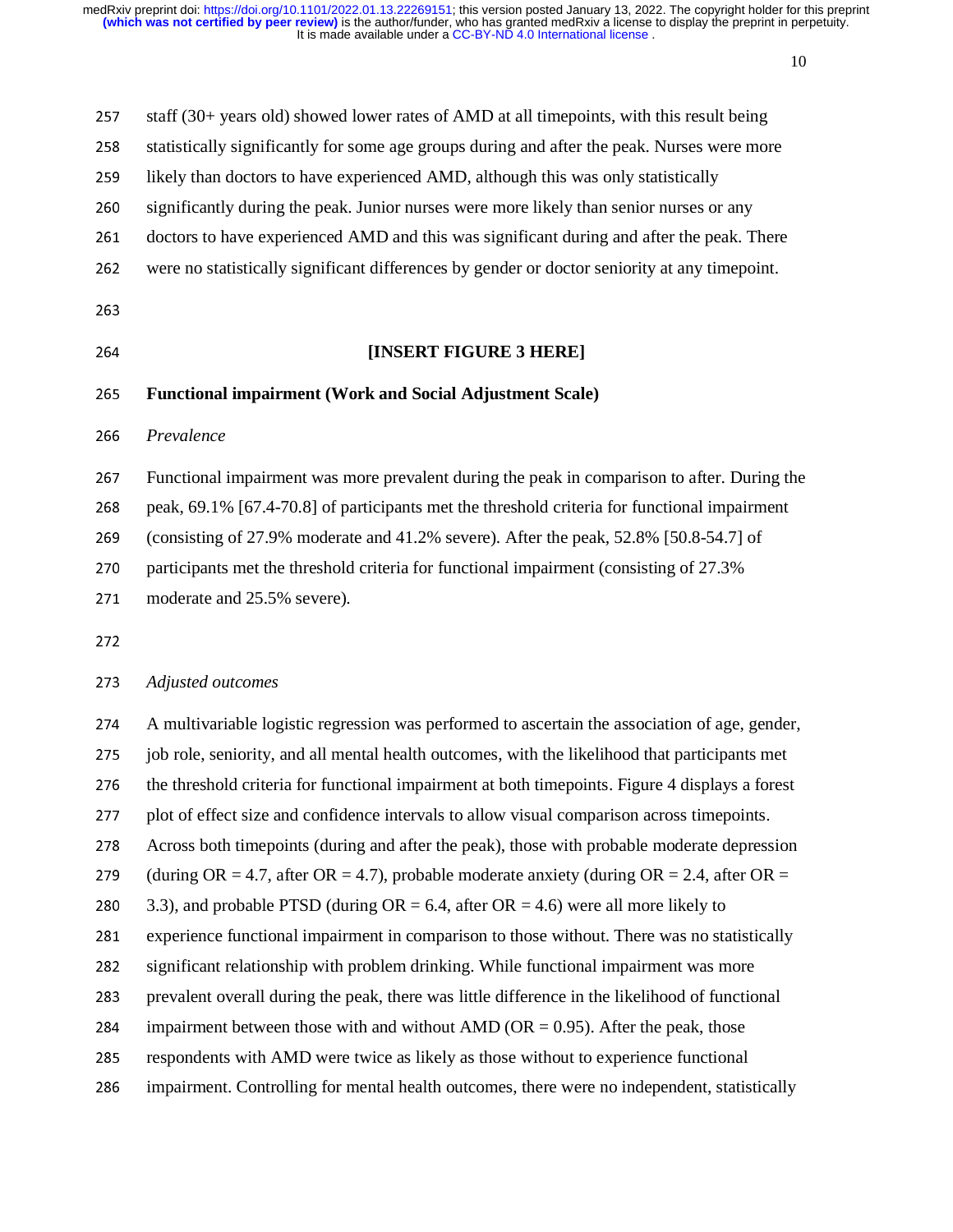staff (30+ years old) showed lower rates of AMD at all timepoints, with this result being statistically significantly for some age groups during and after the peak. Nurses were more likely than doctors to have experienced AMD, although this was only statistically significantly during the peak. Junior nurses were more likely than senior nurses or any doctors to have experienced AMD and this was significant during and after the peak. There were no statistically significant differences by gender or doctor seniority at any timepoint.

**[INSERT FIGURE 3 HERE]**

**Functional impairment (Work and Social Adjustment Scale)**

*Prevalence*

Functional impairment was more prevalent during the peak in comparison to after. During the peak, 69.1% [67.4-70.8] of participants met the threshold criteria for functional impairment (consisting of 27.9% moderate and 41.2% severe). After the peak, 52.8% [50.8-54.7] of participants met the threshold criteria for functional impairment (consisting of 27.3% moderate and 25.5% severe).

*Adjusted outcomes*

A multivariable logistic regression was performed to ascertain the association of age, gender, job role, seniority, and all mental health outcomes, with the likelihood that participants met the threshold criteria for functional impairment at both timepoints. Figure 4 displays a forest plot of effect size and confidence intervals to allow visual comparison across timepoints. Across both timepoints (during and after the peak), those with probable moderate depression (during OR = 4.7, after OR = 4.7), probable moderate anxiety (during OR = 2.4, after OR = 3.3), and probable PTSD (during OR = 6.4, after OR = 4.6) were all more likely to experience functional impairment in comparison to those without. There was no statistically significant relationship with problem drinking. While functional impairment was more prevalent overall during the peak, there was little difference in the likelihood of functional impairment between those with and without AMD (OR = 0.95). After the peak, those respondents with AMD were twice as likely as those without to experience functional impairment. Controlling for mental health outcomes, there were no independent, statistically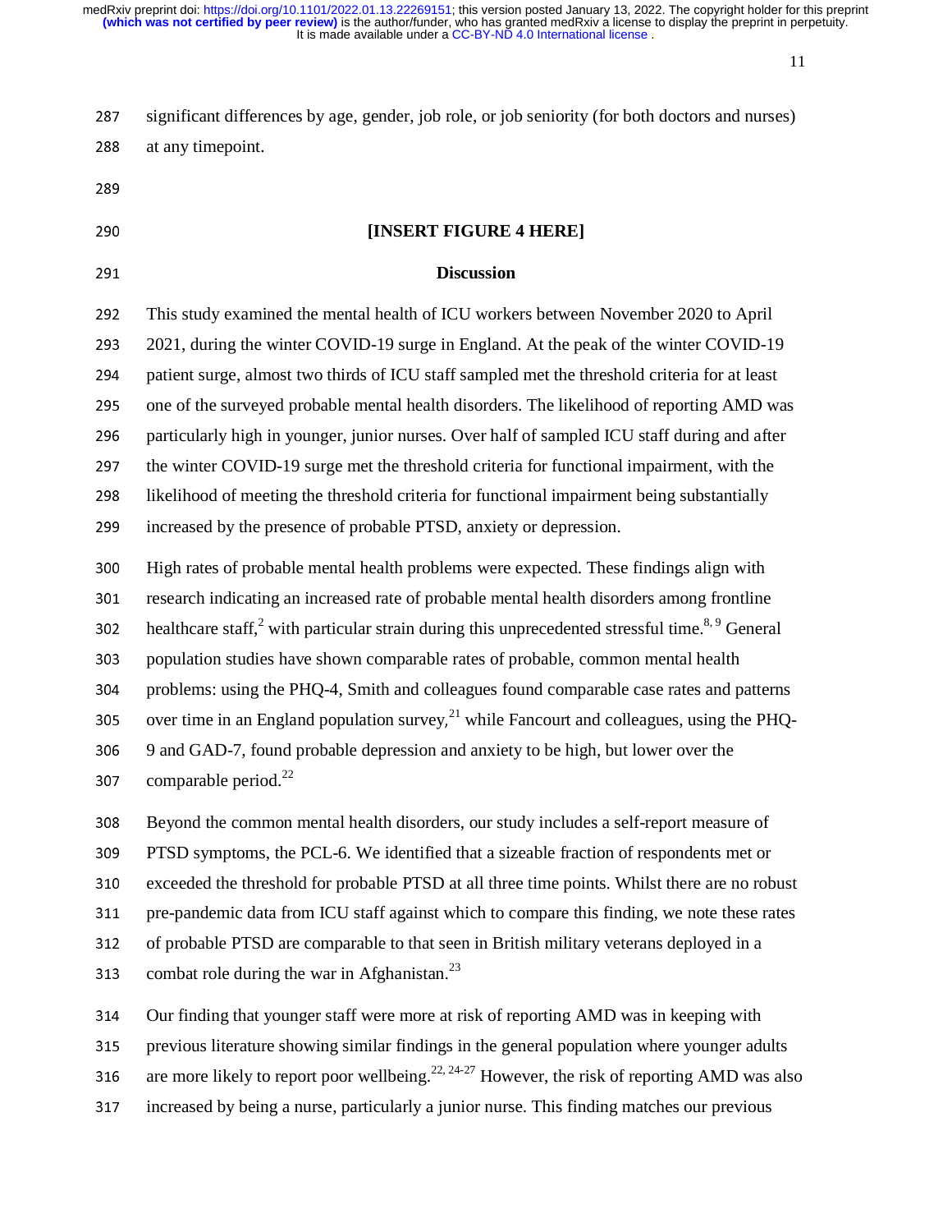significant differences by age, gender, job role, or job seniority (for both doctors and nurses) at any timepoint.

**[INSERT FIGURE 4 HERE]**

## Discussion

This study examined the mental health of ICU workers between November 2020 to April 2021, during the winter COVID-19 surge in England. At the peak of the winter COVID-19 patient surge, almost two thirds of ICU staff sampled met the threshold criteria for at least one of the surveyed probable mental health disorders. The likelihood of reporting AMD was particularly high in younger, junior nurses. Over half of sampled ICU staff during and after the winter COVID-19 surge met the threshold criteria for functional impairment, with the likelihood of meeting the threshold criteria for functional impairment being substantially increased by the presence of probable PTSD, anxiety or depression.

High rates of probable mental health problems were expected. These findings align with research indicating an increased rate of probable mental health disorders among frontline healthcare staff,[2] with particular strain during this unprecedented stressful time.[8, 9] General population studies have shown comparable rates of probable, common mental health problems: using the PHQ-4, Smith and colleagues found comparable case rates and patterns over time in an England population survey,[21] while Fancourt and colleagues, using the PHQ-9 and GAD-7, found probable depression and anxiety to be high, but lower over the comparable period.[22]

Beyond the common mental health disorders, our study includes a self-report measure of PTSD symptoms, the PCL-6. We identified that a sizeable fraction of respondents met or exceeded the threshold for probable PTSD at all three time points. Whilst there are no robust pre-pandemic data from ICU staff against which to compare this finding, we note these rates of probable PTSD are comparable to that seen in British military veterans deployed in a combat role during the war in Afghanistan.[23]

Our finding that younger staff were more at risk of reporting AMD was in keeping with previous literature showing similar findings in the general population where younger adults are more likely to report poor wellbeing.[22, 24-27] However, the risk of reporting AMD was also increased by being a nurse, particularly a junior nurse. This finding matches our previous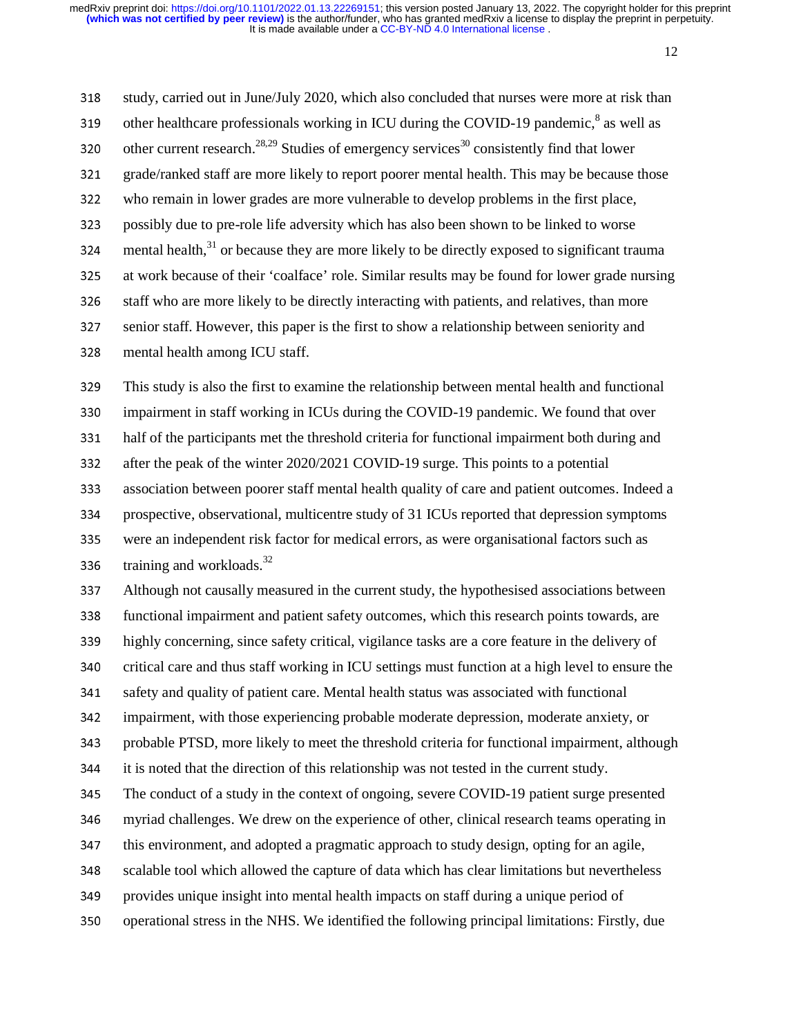study, carried out in June/July 2020, which also concluded that nurses were more at risk than other healthcare professionals working in ICU during the COVID-19 pandemic,[8] as well as other current research.[28,29] Studies of emergency services[30] consistently find that lower grade/ranked staff are more likely to report poorer mental health. This may be because those who remain in lower grades are more vulnerable to develop problems in the first place, possibly due to pre-role life adversity which has also been shown to be linked to worse mental health,[31] or because they are more likely to be directly exposed to significant trauma at work because of their 'coalface' role. Similar results may be found for lower grade nursing staff who are more likely to be directly interacting with patients, and relatives, than more senior staff. However, this paper is the first to show a relationship between seniority and mental health among ICU staff.

This study is also the first to examine the relationship between mental health and functional impairment in staff working in ICUs during the COVID-19 pandemic. We found that over half of the participants met the threshold criteria for functional impairment both during and after the peak of the winter 2020/2021 COVID-19 surge. This points to a potential association between poorer staff mental health quality of care and patient outcomes. Indeed a prospective, observational, multicentre study of 31 ICUs reported that depression symptoms were an independent risk factor for medical errors, as were organisational factors such as training and workloads.[32]

Although not causally measured in the current study, the hypothesised associations between functional impairment and patient safety outcomes, which this research points towards, are highly concerning, since safety critical, vigilance tasks are a core feature in the delivery of critical care and thus staff working in ICU settings must function at a high level to ensure the safety and quality of patient care. Mental health status was associated with functional impairment, with those experiencing probable moderate depression, moderate anxiety, or probable PTSD, more likely to meet the threshold criteria for functional impairment, although it is noted that the direction of this relationship was not tested in the current study.

The conduct of a study in the context of ongoing, severe COVID-19 patient surge presented myriad challenges. We drew on the experience of other, clinical research teams operating in this environment, and adopted a pragmatic approach to study design, opting for an agile, scalable tool which allowed the capture of data which has clear limitations but nevertheless provides unique insight into mental health impacts on staff during a unique period of operational stress in the NHS. We identified the following principal limitations: Firstly, due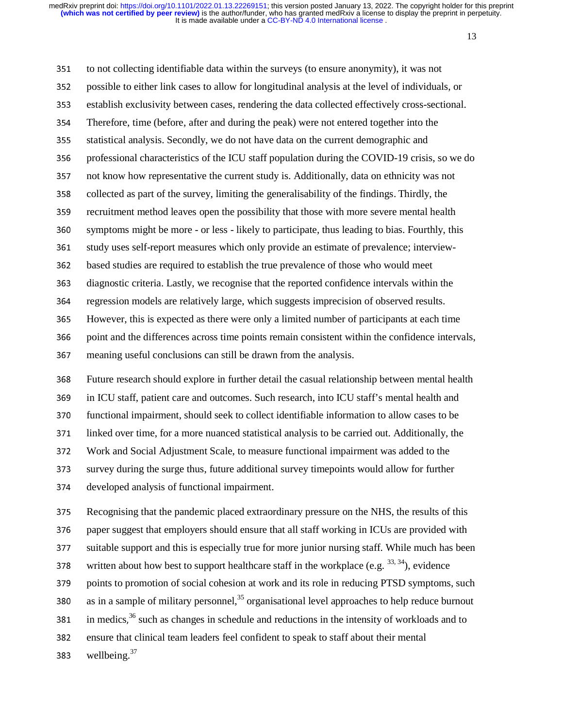to not collecting identifiable data within the surveys (to ensure anonymity), it was not possible to either link cases to allow for longitudinal analysis at the level of individuals, or establish exclusivity between cases, rendering the data collected effectively cross-sectional. Therefore, time (before, after and during the peak) were not entered together into the statistical analysis. Secondly, we do not have data on the current demographic and professional characteristics of the ICU staff population during the COVID-19 crisis, so we do not know how representative the current study is. Additionally, data on ethnicity was not collected as part of the survey, limiting the generalisability of the findings. Thirdly, the recruitment method leaves open the possibility that those with more severe mental health symptoms might be more - or less - likely to participate, thus leading to bias. Fourthly, this study uses self-report measures which only provide an estimate of prevalence; interview-based studies are required to establish the true prevalence of those who would meet diagnostic criteria. Lastly, we recognise that the reported confidence intervals within the regression models are relatively large, which suggests imprecision of observed results. However, this is expected as there were only a limited number of participants at each time point and the differences across time points remain consistent within the confidence intervals, meaning useful conclusions can still be drawn from the analysis.

Future research should explore in further detail the casual relationship between mental health in ICU staff, patient care and outcomes. Such research, into ICU staff's mental health and functional impairment, should seek to collect identifiable information to allow cases to be linked over time, for a more nuanced statistical analysis to be carried out. Additionally, the Work and Social Adjustment Scale, to measure functional impairment was added to the survey during the surge thus, future additional survey timepoints would allow for further developed analysis of functional impairment.

Recognising that the pandemic placed extraordinary pressure on the NHS, the results of this paper suggest that employers should ensure that all staff working in ICUs are provided with suitable support and this is especially true for more junior nursing staff. While much has been written about how best to support healthcare staff in the workplace (e.g. [33, 34]), evidence points to promotion of social cohesion at work and its role in reducing PTSD symptoms, such as in a sample of military personnel,[35] organisational level approaches to help reduce burnout in medics,[36] such as changes in schedule and reductions in the intensity of workloads and to ensure that clinical team leaders feel confident to speak to staff about their mental wellbeing.[37]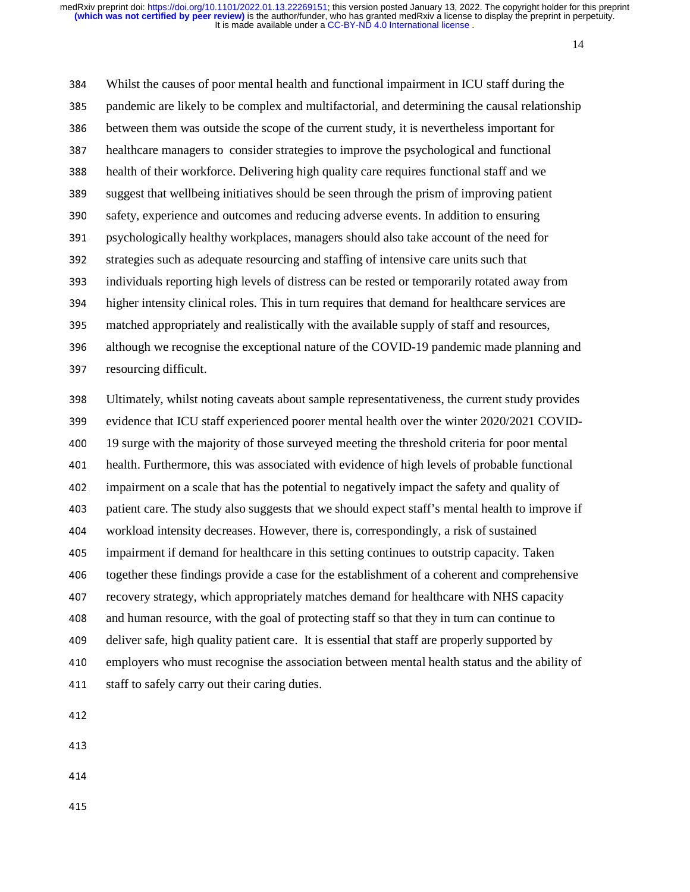Whilst the causes of poor mental health and functional impairment in ICU staff during the pandemic are likely to be complex and multifactorial, and determining the causal relationship between them was outside the scope of the current study, it is nevertheless important for healthcare managers to consider strategies to improve the psychological and functional health of their workforce. Delivering high quality care requires functional staff and we suggest that wellbeing initiatives should be seen through the prism of improving patient safety, experience and outcomes and reducing adverse events. In addition to ensuring psychologically healthy workplaces, managers should also take account of the need for strategies such as adequate resourcing and staffing of intensive care units such that individuals reporting high levels of distress can be rested or temporarily rotated away from higher intensity clinical roles. This in turn requires that demand for healthcare services are matched appropriately and realistically with the available supply of staff and resources, although we recognise the exceptional nature of the COVID-19 pandemic made planning and resourcing difficult.

Ultimately, whilst noting caveats about sample representativeness, the current study provides evidence that ICU staff experienced poorer mental health over the winter 2020/2021 COVID-19 surge with the majority of those surveyed meeting the threshold criteria for poor mental health. Furthermore, this was associated with evidence of high levels of probable functional impairment on a scale that has the potential to negatively impact the safety and quality of patient care. The study also suggests that we should expect staff's mental health to improve if workload intensity decreases. However, there is, correspondingly, a risk of sustained impairment if demand for healthcare in this setting continues to outstrip capacity. Taken together these findings provide a case for the establishment of a coherent and comprehensive recovery strategy, which appropriately matches demand for healthcare with NHS capacity and human resource, with the goal of protecting staff so that they in turn can continue to deliver safe, high quality patient care. It is essential that staff are properly supported by employers who must recognise the association between mental health status and the ability of staff to safely carry out their caring duties.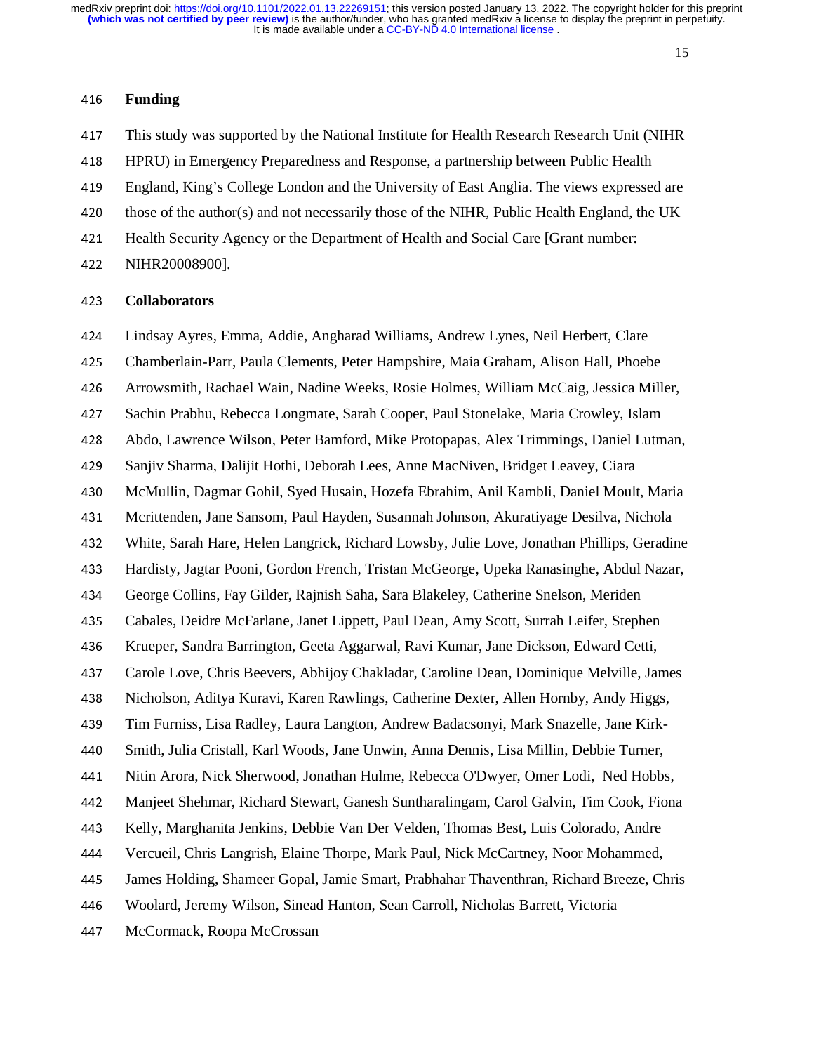## Funding

This study was supported by the National Institute for Health Research Research Unit (NIHR HPRU) in Emergency Preparedness and Response, a partnership between Public Health England, King's College London and the University of East Anglia. The views expressed are those of the author(s) and not necessarily those of the NIHR, Public Health England, the UK Health Security Agency or the Department of Health and Social Care [Grant number: NIHR20008900].

## Collaborators

Lindsay Ayres, Emma, Addie, Angharad Williams, Andrew Lynes, Neil Herbert, Clare Chamberlain-Parr, Paula Clements, Peter Hampshire, Maia Graham, Alison Hall, Phoebe Arrowsmith, Rachael Wain, Nadine Weeks, Rosie Holmes, William McCaig, Jessica Miller, Sachin Prabhu, Rebecca Longmate, Sarah Cooper, Paul Stonelake, Maria Crowley, Islam Abdo, Lawrence Wilson, Peter Bamford, Mike Protopapas, Alex Trimmings, Daniel Lutman, Sanjiv Sharma, Dalijit Hothi, Deborah Lees, Anne MacNiven, Bridget Leavey, Ciara McMullin, Dagmar Gohil, Syed Husain, Hozefa Ebrahim, Anil Kambli, Daniel Moult, Maria Mcrittenden, Jane Sansom, Paul Hayden, Susannah Johnson, Akuratiyage Desilva, Nichola White, Sarah Hare, Helen Langrick, Richard Lowsby, Julie Love, Jonathan Phillips, Geradine Hardisty, Jagtar Pooni, Gordon French, Tristan McGeorge, Upeka Ranasinghe, Abdul Nazar, George Collins, Fay Gilder, Rajnish Saha, Sara Blakeley, Catherine Snelson, Meriden Cabales, Deidre McFarlane, Janet Lippett, Paul Dean, Amy Scott, Surrah Leifer, Stephen Krueper, Sandra Barrington, Geeta Aggarwal, Ravi Kumar, Jane Dickson, Edward Cetti, Carole Love, Chris Beevers, Abhijoy Chakladar, Caroline Dean, Dominique Melville, James Nicholson, Aditya Kuravi, Karen Rawlings, Catherine Dexter, Allen Hornby, Andy Higgs, Tim Furniss, Lisa Radley, Laura Langton, Andrew Badacsonyi, Mark Snazelle, Jane Kirk-Smith, Julia Cristall, Karl Woods, Jane Unwin, Anna Dennis, Lisa Millin, Debbie Turner, Nitin Arora, Nick Sherwood, Jonathan Hulme, Rebecca O'Dwyer, Omer Lodi, Ned Hobbs, Manjeet Shehmar, Richard Stewart, Ganesh Suntharalingam, Carol Galvin, Tim Cook, Fiona Kelly, Marghanita Jenkins, Debbie Van Der Velden, Thomas Best, Luis Colorado, Andre Vercueil, Chris Langrish, Elaine Thorpe, Mark Paul, Nick McCartney, Noor Mohammed, James Holding, Shameer Gopal, Jamie Smart, Prabhahar Thaventhran, Richard Breeze, Chris Woolard, Jeremy Wilson, Sinead Hanton, Sean Carroll, Nicholas Barrett, Victoria McCormack, Roopa McCrossan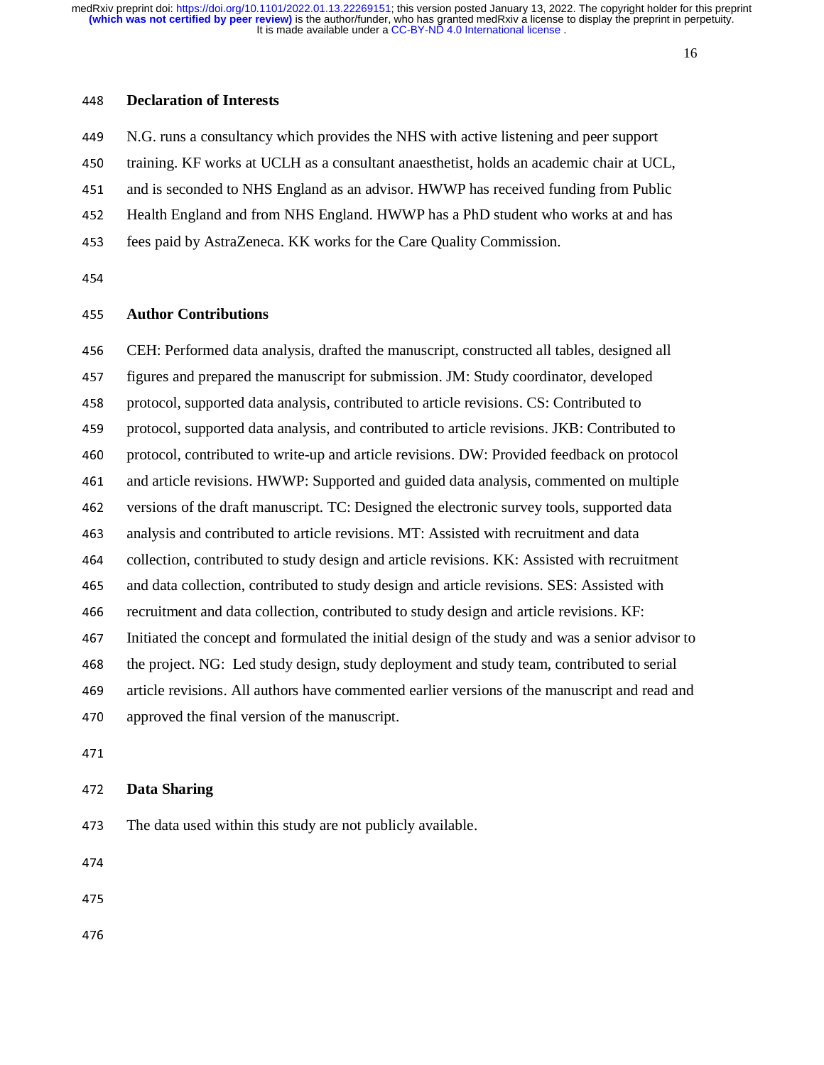## Declaration of Interests

N.G. runs a consultancy which provides the NHS with active listening and peer support training. KF works at UCLH as a consultant anaesthetist, holds an academic chair at UCL, and is seconded to NHS England as an advisor. HWWP has received funding from Public Health England and from NHS England. HWWP has a PhD student who works at and has fees paid by AstraZeneca. KK works for the Care Quality Commission.

## Author Contributions

CEH: Performed data analysis, drafted the manuscript, constructed all tables, designed all figures and prepared the manuscript for submission. JM: Study coordinator, developed protocol, supported data analysis, contributed to article revisions. CS: Contributed to protocol, supported data analysis, and contributed to article revisions. JKB: Contributed to protocol, contributed to write-up and article revisions. DW: Provided feedback on protocol and article revisions. HWWP: Supported and guided data analysis, commented on multiple versions of the draft manuscript. TC: Designed the electronic survey tools, supported data analysis and contributed to article revisions. MT: Assisted with recruitment and data collection, contributed to study design and article revisions. KK: Assisted with recruitment and data collection, contributed to study design and article revisions. SES: Assisted with recruitment and data collection, contributed to study design and article revisions. KF: Initiated the concept and formulated the initial design of the study and was a senior advisor to the project. NG: Led study design, study deployment and study team, contributed to serial article revisions. All authors have commented earlier versions of the manuscript and read and approved the final version of the manuscript.

## Data Sharing

The data used within this study are not publicly available.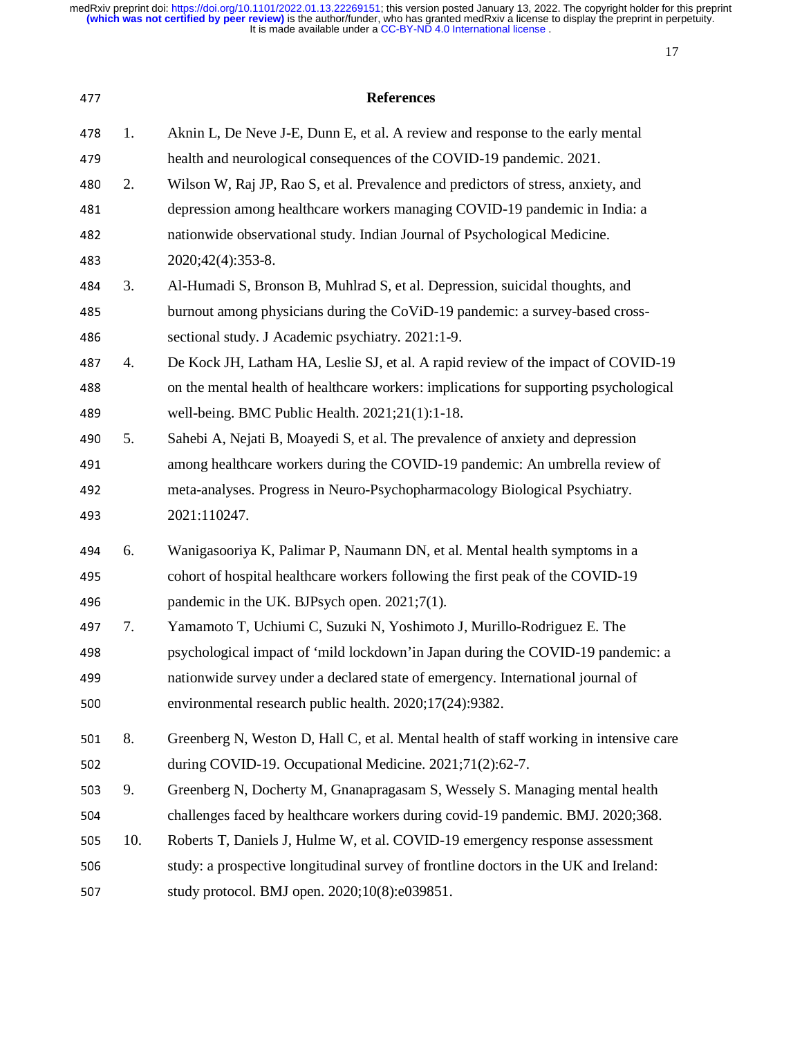## References

1. Aknin L, De Neve J-E, Dunn E, et al. A review and response to the early mental health and neurological consequences of the COVID-19 pandemic. 2021.
2. Wilson W, Raj JP, Rao S, et al. Prevalence and predictors of stress, anxiety, and depression among healthcare workers managing COVID-19 pandemic in India: a nationwide observational study. Indian Journal of Psychological Medicine. 2020;42(4):353-8.
3. Al-Humadi S, Bronson B, Muhlrad S, et al. Depression, suicidal thoughts, and burnout among physicians during the CoViD-19 pandemic: a survey-based cross-sectional study. J Academic psychiatry. 2021:1-9.
4. De Kock JH, Latham HA, Leslie SJ, et al. A rapid review of the impact of COVID-19 on the mental health of healthcare workers: implications for supporting psychological well-being. BMC Public Health. 2021;21(1):1-18.
5. Sahebi A, Nejati B, Moayedi S, et al. The prevalence of anxiety and depression among healthcare workers during the COVID-19 pandemic: An umbrella review of meta-analyses. Progress in Neuro-Psychopharmacology Biological Psychiatry. 2021:110247.
6. Wanigasooriya K, Palimar P, Naumann DN, et al. Mental health symptoms in a cohort of hospital healthcare workers following the first peak of the COVID-19 pandemic in the UK. BJPsych open. 2021;7(1).
7. Yamamoto T, Uchiumi C, Suzuki N, Yoshimoto J, Murillo-Rodriguez E. The psychological impact of 'mild lockdown'in Japan during the COVID-19 pandemic: a nationwide survey under a declared state of emergency. International journal of environmental research public health. 2020;17(24):9382.
8. Greenberg N, Weston D, Hall C, et al. Mental health of staff working in intensive care during COVID-19. Occupational Medicine. 2021;71(2):62-7.
9. Greenberg N, Docherty M, Gnanapragasam S, Wessely S. Managing mental health challenges faced by healthcare workers during covid-19 pandemic. BMJ. 2020;368.
10. Roberts T, Daniels J, Hulme W, et al. COVID-19 emergency response assessment study: a prospective longitudinal survey of frontline doctors in the UK and Ireland: study protocol. BMJ open. 2020;10(8):e039851.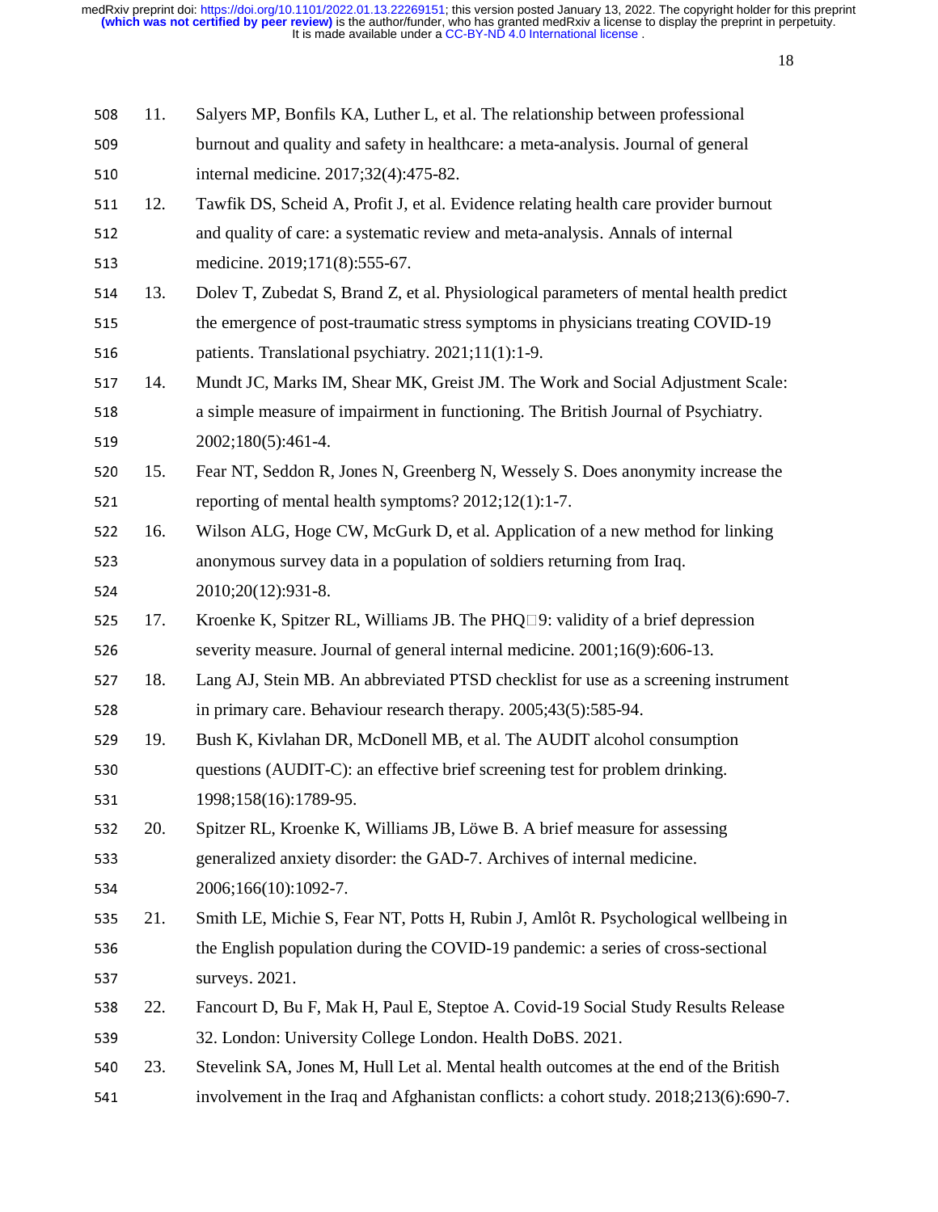11. Salyers MP, Bonfils KA, Luther L, et al. The relationship between professional burnout and quality and safety in healthcare: a meta-analysis. Journal of general internal medicine. 2017;32(4):475-82.
12. Tawfik DS, Scheid A, Profit J, et al. Evidence relating health care provider burnout and quality of care: a systematic review and meta-analysis. Annals of internal medicine. 2019;171(8):555-67.
13. Dolev T, Zubedat S, Brand Z, et al. Physiological parameters of mental health predict the emergence of post-traumatic stress symptoms in physicians treating COVID-19 patients. Translational psychiatry. 2021;11(1):1-9.
14. Mundt JC, Marks IM, Shear MK, Greist JM. The Work and Social Adjustment Scale: a simple measure of impairment in functioning. The British Journal of Psychiatry. 2002;180(5):461-4.
15. Fear NT, Seddon R, Jones N, Greenberg N, Wessely S. Does anonymity increase the reporting of mental health symptoms? 2012;12(1):1-7.
16. Wilson ALG, Hoge CW, McGurk D, et al. Application of a new method for linking anonymous survey data in a population of soldiers returning from Iraq. 2010;20(12):931-8.
17. Kroenke K, Spitzer RL, Williams JB. The PHQ□9: validity of a brief depression severity measure. Journal of general internal medicine. 2001;16(9):606-13.
18. Lang AJ, Stein MB. An abbreviated PTSD checklist for use as a screening instrument in primary care. Behaviour research therapy. 2005;43(5):585-94.
19. Bush K, Kivlahan DR, McDonell MB, et al. The AUDIT alcohol consumption questions (AUDIT-C): an effective brief screening test for problem drinking. 1998;158(16):1789-95.
20. Spitzer RL, Kroenke K, Williams JB, Löwe B. A brief measure for assessing generalized anxiety disorder: the GAD-7. Archives of internal medicine. 2006;166(10):1092-7.
21. Smith LE, Michie S, Fear NT, Potts H, Rubin J, Amlôt R. Psychological wellbeing in the English population during the COVID-19 pandemic: a series of cross-sectional surveys. 2021.
22. Fancourt D, Bu F, Mak H, Paul E, Steptoe A. Covid-19 Social Study Results Release 32. London: University College London. Health DoBS. 2021.
23. Stevelink SA, Jones M, Hull Let al. Mental health outcomes at the end of the British involvement in the Iraq and Afghanistan conflicts: a cohort study. 2018;213(6):690-7.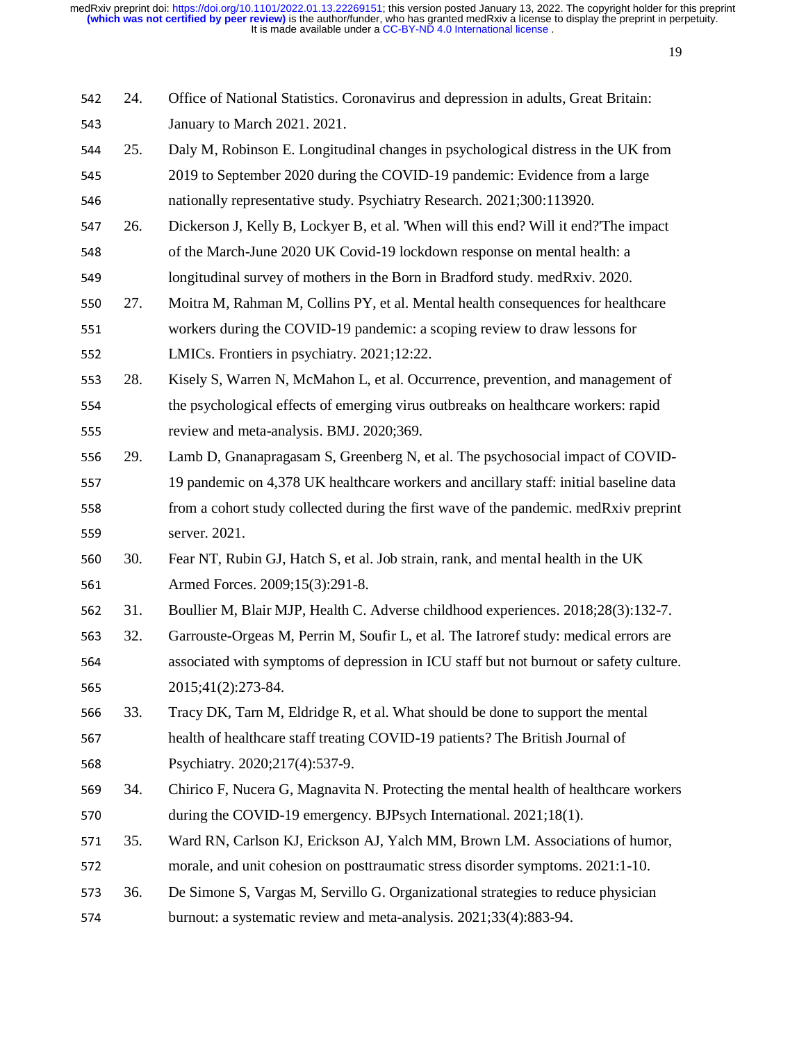24. Office of National Statistics. Coronavirus and depression in adults, Great Britain: January to March 2021. 2021.
25. Daly M, Robinson E. Longitudinal changes in psychological distress in the UK from 2019 to September 2020 during the COVID-19 pandemic: Evidence from a large nationally representative study. Psychiatry Research. 2021;300:113920.
26. Dickerson J, Kelly B, Lockyer B, et al. 'When will this end? Will it end?'The impact of the March-June 2020 UK Covid-19 lockdown response on mental health: a longitudinal survey of mothers in the Born in Bradford study. medRxiv. 2020.
27. Moitra M, Rahman M, Collins PY, et al. Mental health consequences for healthcare workers during the COVID-19 pandemic: a scoping review to draw lessons for LMICs. Frontiers in psychiatry. 2021;12:22.
28. Kisely S, Warren N, McMahon L, et al. Occurrence, prevention, and management of the psychological effects of emerging virus outbreaks on healthcare workers: rapid review and meta-analysis. BMJ. 2020;369.
29. Lamb D, Gnanapragasam S, Greenberg N, et al. The psychosocial impact of COVID-19 pandemic on 4,378 UK healthcare workers and ancillary staff: initial baseline data from a cohort study collected during the first wave of the pandemic. medRxiv preprint server. 2021.
30. Fear NT, Rubin GJ, Hatch S, et al. Job strain, rank, and mental health in the UK Armed Forces. 2009;15(3):291-8.
31. Boullier M, Blair MJP, Health C. Adverse childhood experiences. 2018;28(3):132-7.
32. Garrouste-Orgeas M, Perrin M, Soufir L, et al. The Iatroref study: medical errors are associated with symptoms of depression in ICU staff but not burnout or safety culture. 2015;41(2):273-84.
33. Tracy DK, Tarn M, Eldridge R, et al. What should be done to support the mental health of healthcare staff treating COVID-19 patients? The British Journal of Psychiatry. 2020;217(4):537-9.
34. Chirico F, Nucera G, Magnavita N. Protecting the mental health of healthcare workers during the COVID-19 emergency. BJPsych International. 2021;18(1).
35. Ward RN, Carlson KJ, Erickson AJ, Yalch MM, Brown LM. Associations of humor, morale, and unit cohesion on posttraumatic stress disorder symptoms. 2021:1-10.
36. De Simone S, Vargas M, Servillo G. Organizational strategies to reduce physician burnout: a systematic review and meta-analysis. 2021;33(4):883-94.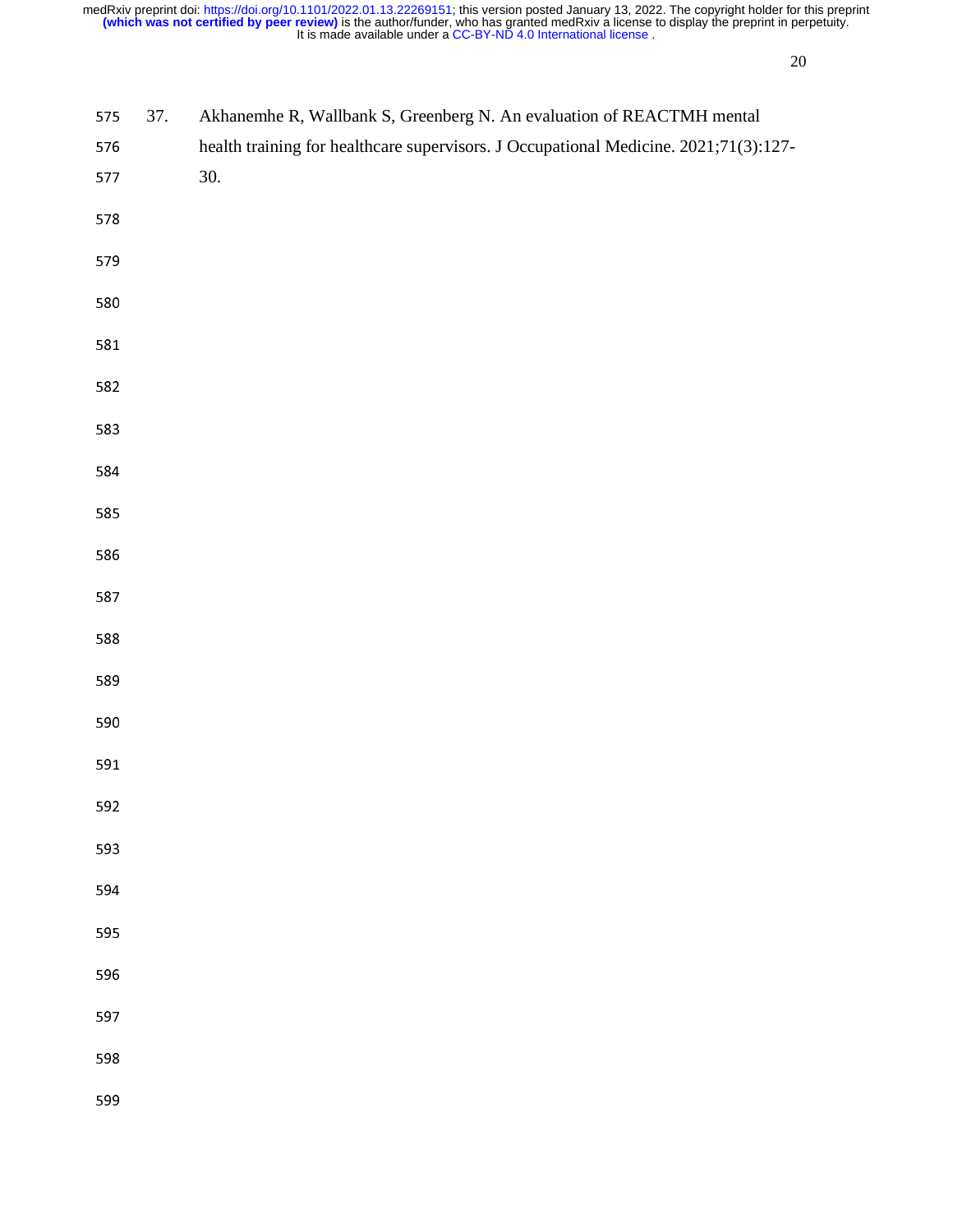37. Akhanemhe R, Wallbank S, Greenberg N. An evaluation of REACTMH mental health training for healthcare supervisors. J Occupational Medicine. 2021;71(3):127-30.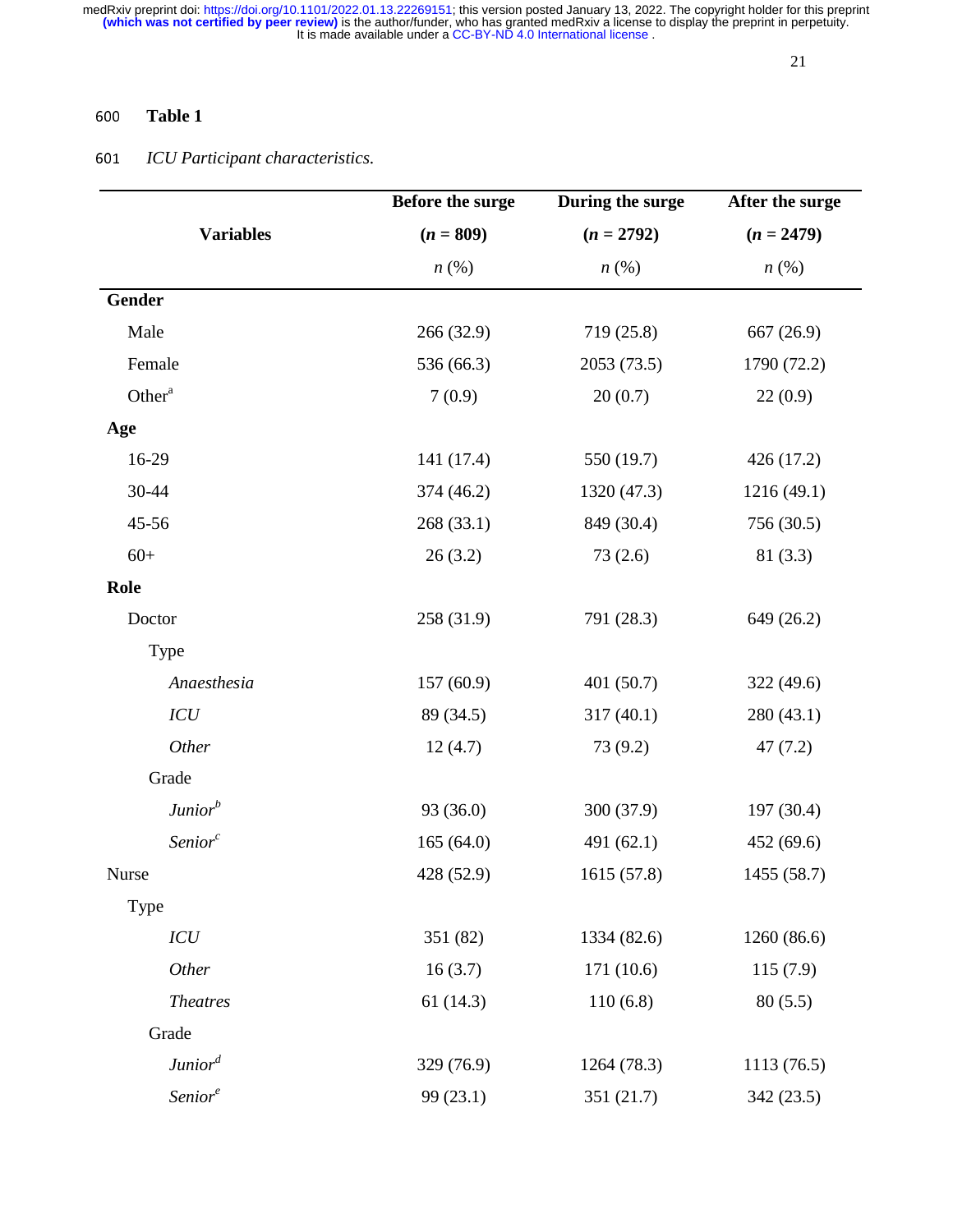**Table 1**

*ICU Participant characteristics.*

| Variables | Before the surge (*n* = 809) *n* (%) | During the surge (*n* = 2792) *n* (%) | After the surge (*n* = 2479) *n* (%) |
|---|---|---|---|
| **Gender** | | | |
| Male | 266 (32.9) | 719 (25.8) | 667 (26.9) |
| Female | 536 (66.3) | 2053 (73.5) | 1790 (72.2) |
| Other[a] | 7 (0.9) | 20 (0.7) | 22 (0.9) |
| **Age** | | | |
| 16-29 | 141 (17.4) | 550 (19.7) | 426 (17.2) |
| 30-44 | 374 (46.2) | 1320 (47.3) | 1216 (49.1) |
| 45-56 | 268 (33.1) | 849 (30.4) | 756 (30.5) |
| 60+ | 26 (3.2) | 73 (2.6) | 81 (3.3) |
| **Role** | | | |
| Doctor | 258 (31.9) | 791 (28.3) | 649 (26.2) |
| Type | | | |
| *Anaesthesia* | 157 (60.9) | 401 (50.7) | 322 (49.6) |
| *ICU* | 89 (34.5) | 317 (40.1) | 280 (43.1) |
| *Other* | 12 (4.7) | 73 (9.2) | 47 (7.2) |
| Grade | | | |
| *Junior*[b] | 93 (36.0) | 300 (37.9) | 197 (30.4) |
| *Senior*[c] | 165 (64.0) | 491 (62.1) | 452 (69.6) |
| Nurse | 428 (52.9) | 1615 (57.8) | 1455 (58.7) |
| Type | | | |
| *ICU* | 351 (82) | 1334 (82.6) | 1260 (86.6) |
| *Other* | 16 (3.7) | 171 (10.6) | 115 (7.9) |
| *Theatres* | 61 (14.3) | 110 (6.8) | 80 (5.5) |
| Grade | | | |
| *Junior*[d] | 329 (76.9) | 1264 (78.3) | 1113 (76.5) |
| *Senior*[e] | 99 (23.1) | 351 (21.7) | 342 (23.5) |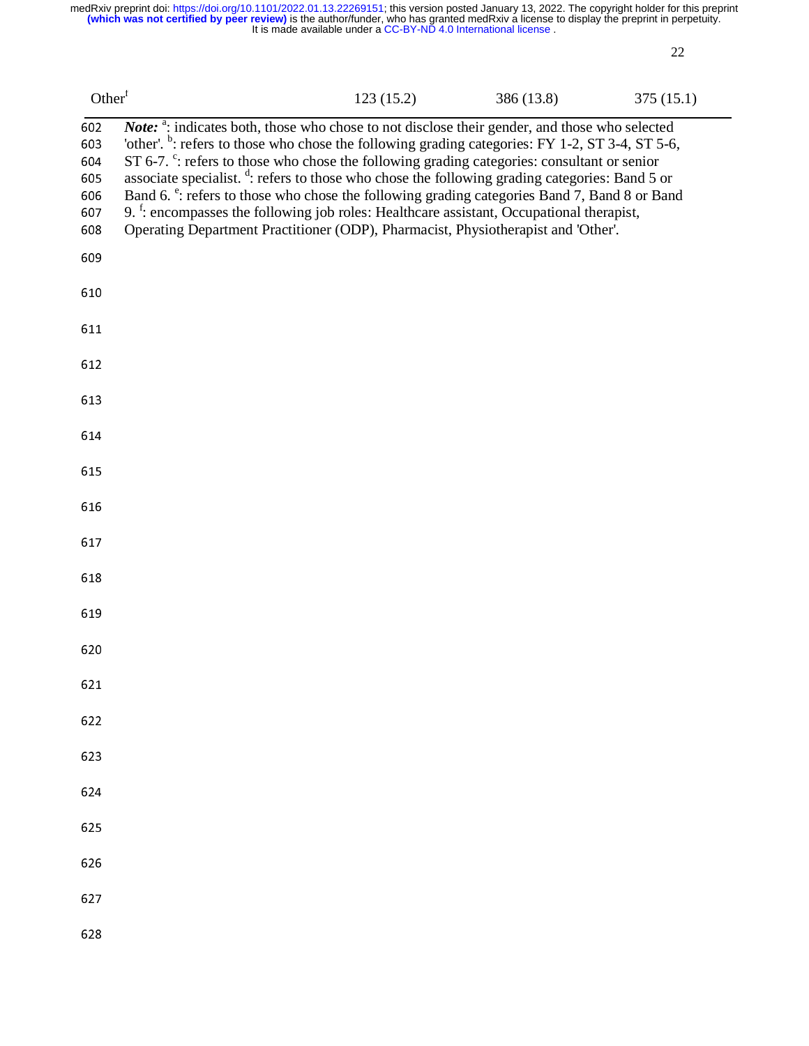| Other[f] | 123 (15.2) | 386 (13.8) | 375 (15.1) |
|---|---|---|---|

***Note:*** [a]: indicates both, those who chose to not disclose their gender, and those who selected 'other'. [b]: refers to those who chose the following grading categories: FY 1-2, ST 3-4, ST 5-6, ST 6-7. [c]: refers to those who chose the following grading categories: consultant or senior associate specialist. [d]: refers to those who chose the following grading categories: Band 5 or Band 6. [e]: refers to those who chose the following grading categories Band 7, Band 8 or Band 9. [f]: encompasses the following job roles: Healthcare assistant, Occupational therapist, Operating Department Practitioner (ODP), Pharmacist, Physiotherapist and 'Other'.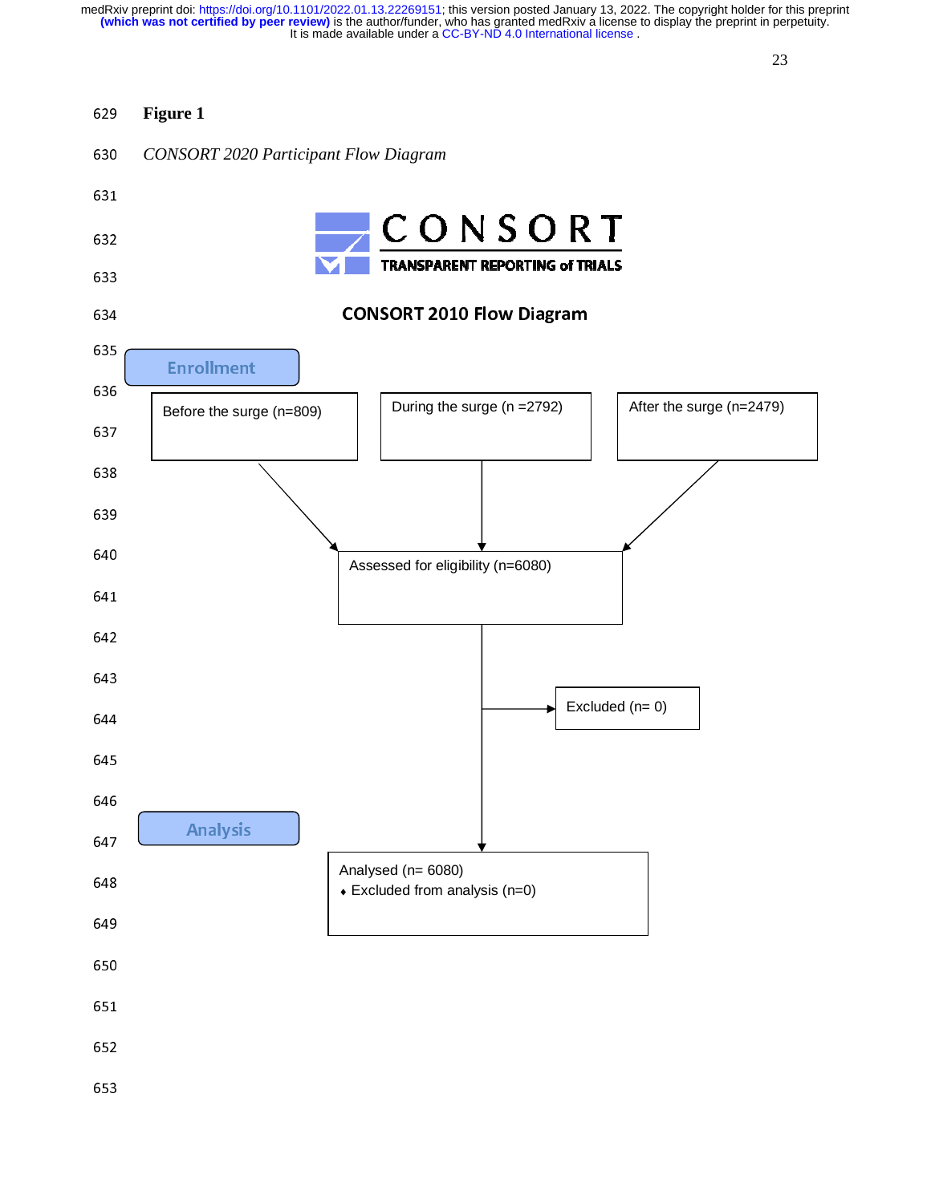**Figure 1**

*CONSORT 2020 Participant Flow Diagram*

CONSORT TRANSPARENT REPORTING of TRIALS

**CONSORT 2010 Flow Diagram**

**Enrollment**

Before the surge (n=809)

During the surge (n =2792)

After the surge (n=2479)

Assessed for eligibility (n=6080)

Excluded (n= 0)

**Analysis**

Analysed (n= 6080)
- Excluded from analysis (n=0)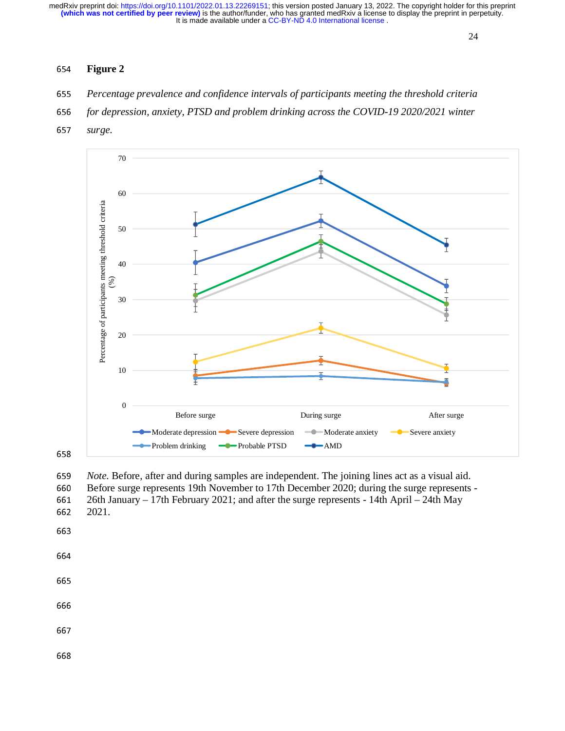**Figure 2**

*Percentage prevalence and confidence intervals of participants meeting the threshold criteria for depression, anxiety, PTSD and problem drinking across the COVID-19 2020/2021 winter surge.*

*Note.* Before, after and during samples are independent. The joining lines act as a visual aid. Before surge represents 19th November to 17th December 2020; during the surge represents - 26th January – 17th February 2021; and after the surge represents - 14th April – 24th May 2021.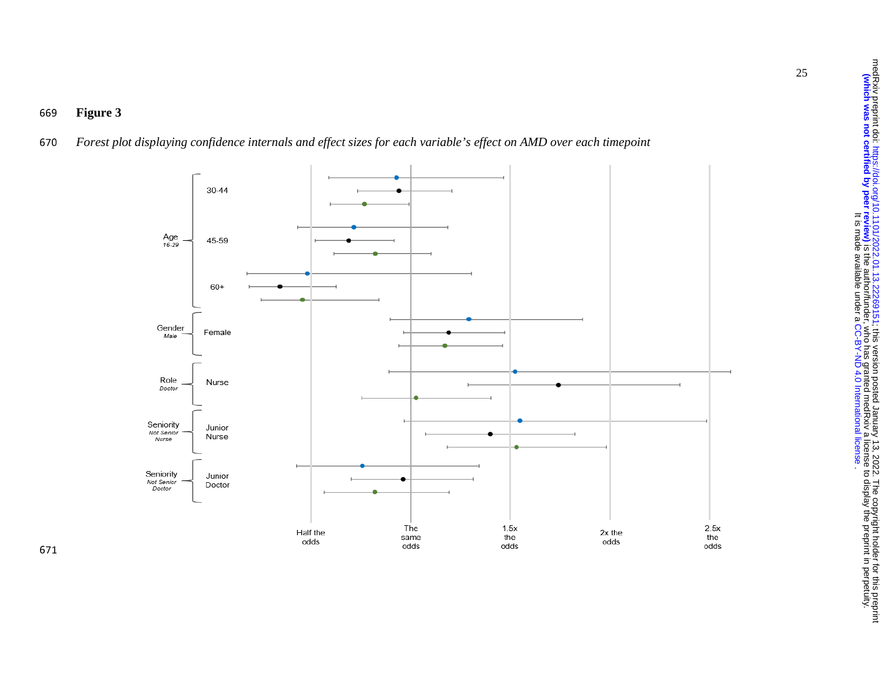**Figure 3**

*Forest plot displaying confidence internals and effect sizes for each variable's effect on AMD over each timepoint*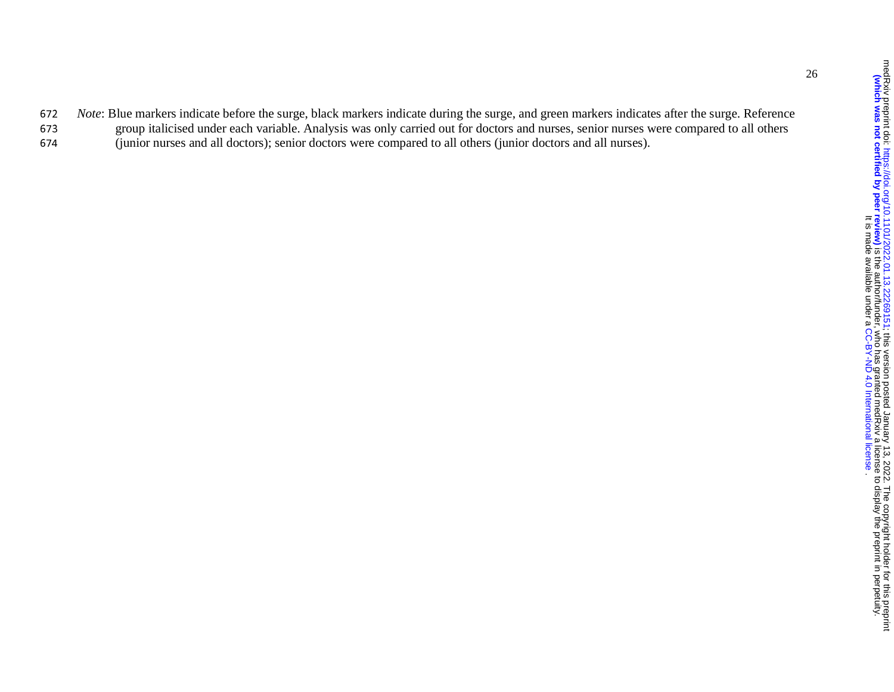*Note*: Blue markers indicate before the surge, black markers indicate during the surge, and green markers indicates after the surge. Reference group italicised under each variable. Analysis was only carried out for doctors and nurses, senior nurses were compared to all others (junior nurses and all doctors); senior doctors were compared to all others (junior doctors and all nurses).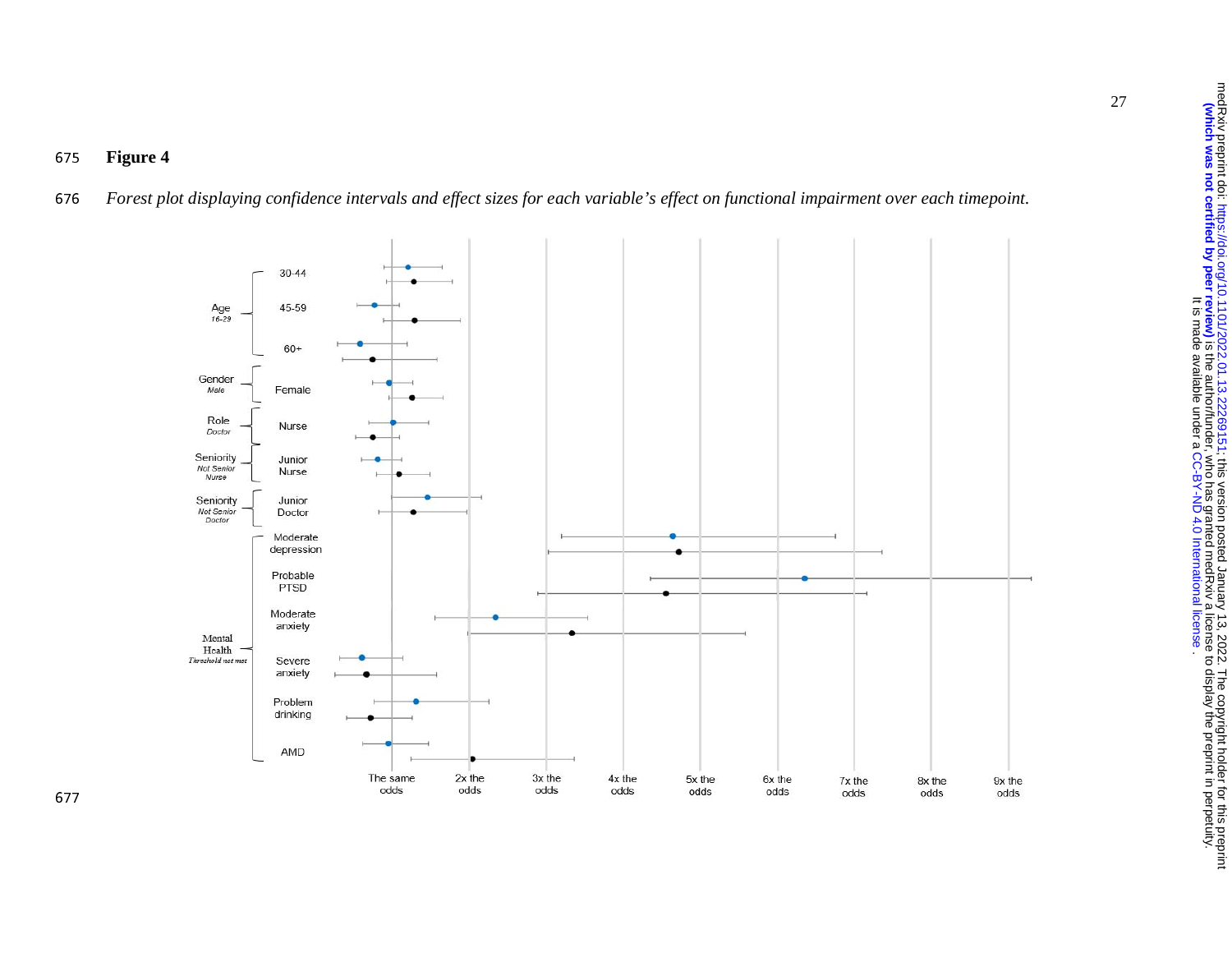**Figure 4**

*Forest plot displaying confidence intervals and effect sizes for each variable's effect on functional impairment over each timepoint.*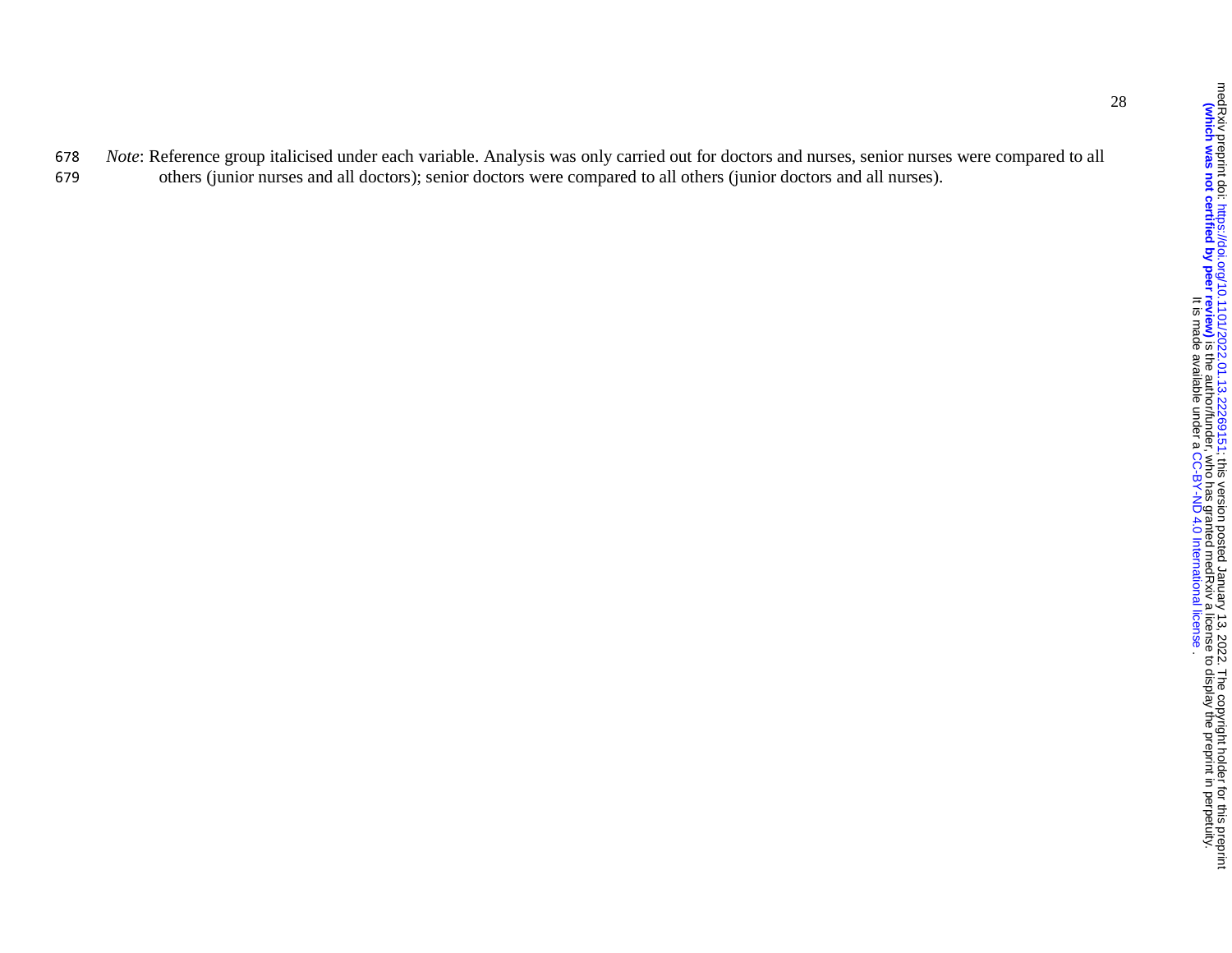*Note*: Reference group italicised under each variable. Analysis was only carried out for doctors and nurses, senior nurses were compared to all others (junior nurses and all doctors); senior doctors were compared to all others (junior doctors and all nurses).